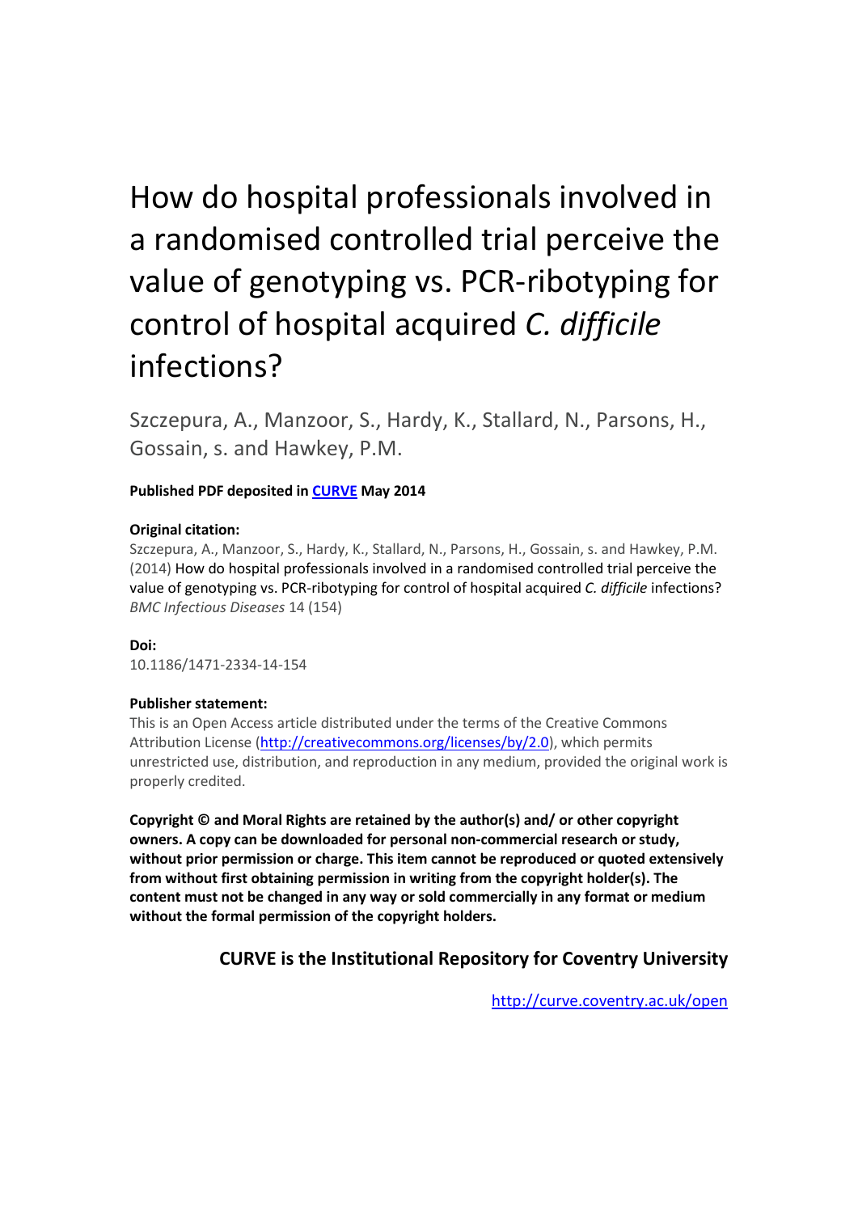# How do hospital professionals involved in a randomised controlled trial perceive the value of genotyping vs. PCR-ribotyping for control of hospital acquired *C. difficile* infections?

Szczepura, A., Manzoor, S., Hardy, K., Stallard, N., Parsons, H., Gossain, s. and Hawkey, P.M.

**Published PDF deposited in CURVE May 2014**

**Original citation:**

Szczepura, A., Manzoor, S., Hardy, K., Stallard, N., Parsons, H., Gossain, s. and Hawkey, P.M. (2014) How do hospital professionals involved in a randomised controlled trial perceive the value of genotyping vs. PCR-ribotyping for control of hospital acquired *C. difficile* infections? *BMC Infectious Diseases* 14 (154)

**Doi:**

10.1186/1471-2334-14-154

**Publisher statement:**

This is an Open Access article distributed under the terms of the Creative Commons Attribution License (http://creativecommons.org/licenses/by/2.0), which permits unrestricted use, distribution, and reproduction in any medium, provided the original work is properly credited.

**Copyright © and Moral Rights are retained by the author(s) and/ or other copyright owners. A copy can be downloaded for personal non-commercial research or study, without prior permission or charge. This item cannot be reproduced or quoted extensively from without first obtaining permission in writing from the copyright holder(s). The content must not be changed in any way or sold commercially in any format or medium without the formal permission of the copyright holders.**

**CURVE is the Institutional Repository for Coventry University**

http://curve.coventry.ac.uk/open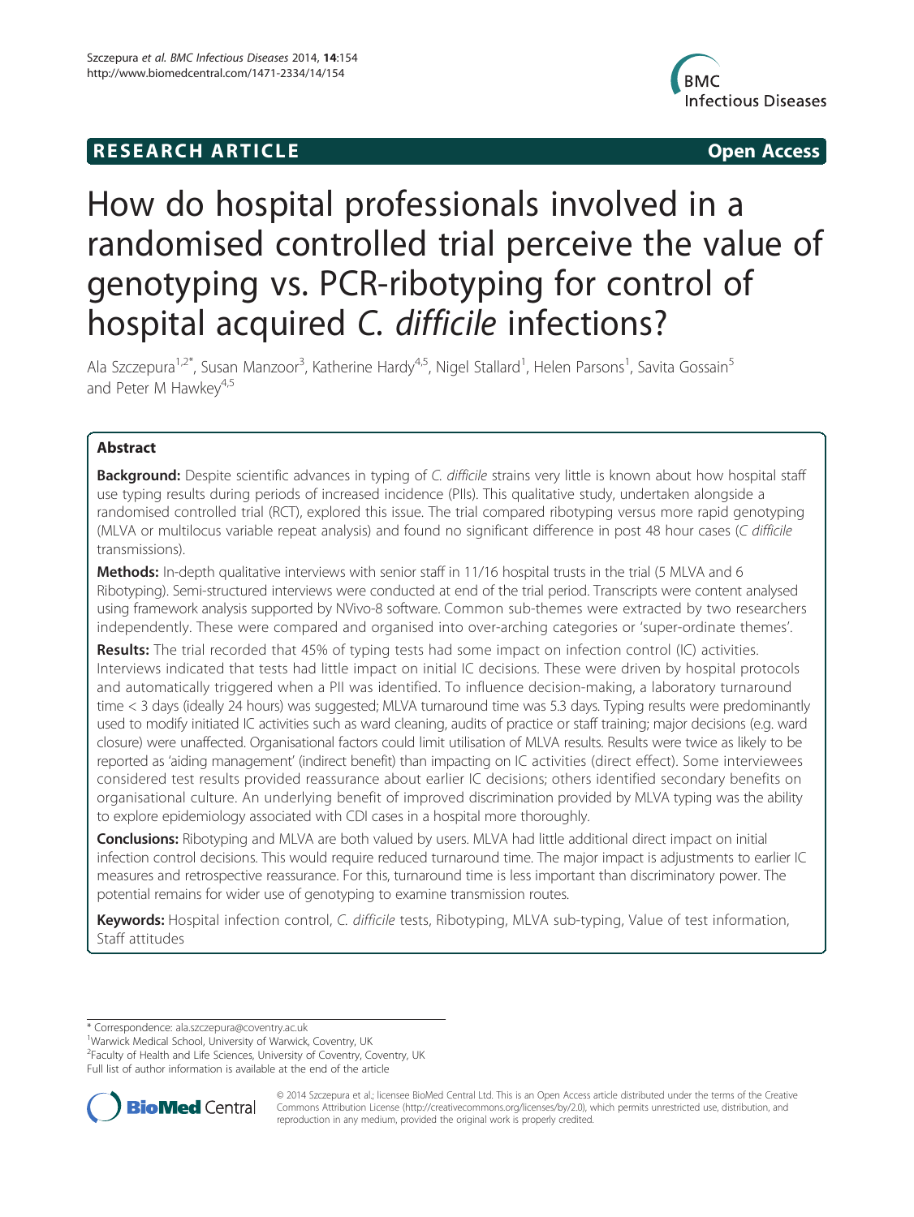# How do hospital professionals involved in a randomised controlled trial perceive the value of genotyping vs. PCR-ribotyping for control of hospital acquired *C. difficile* infections?

Ala Szczepura[1,2*], Susan Manzoor[3], Katherine Hardy[4,5], Nigel Stallard[1], Helen Parsons[1], Savita Gossain[5] and Peter M Hawkey[4,5]

## Abstract

**Background:** Despite scientific advances in typing of *C. difficile* strains very little is known about how hospital staff use typing results during periods of increased incidence (PIIs). This qualitative study, undertaken alongside a randomised controlled trial (RCT), explored this issue. The trial compared ribotyping versus more rapid genotyping (MLVA or multilocus variable repeat analysis) and found no significant difference in post 48 hour cases (*C difficile* transmissions).

**Methods:** In-depth qualitative interviews with senior staff in 11/16 hospital trusts in the trial (5 MLVA and 6 Ribotyping). Semi-structured interviews were conducted at end of the trial period. Transcripts were content analysed using framework analysis supported by NVivo-8 software. Common sub-themes were extracted by two researchers independently. These were compared and organised into over-arching categories or 'super-ordinate themes'.

**Results:** The trial recorded that 45% of typing tests had some impact on infection control (IC) activities. Interviews indicated that tests had little impact on initial IC decisions. These were driven by hospital protocols and automatically triggered when a PII was identified. To influence decision-making, a laboratory turnaround time < 3 days (ideally 24 hours) was suggested; MLVA turnaround time was 5.3 days. Typing results were predominantly used to modify initiated IC activities such as ward cleaning, audits of practice or staff training; major decisions (e.g. ward closure) were unaffected. Organisational factors could limit utilisation of MLVA results. Results were twice as likely to be reported as 'aiding management' (indirect benefit) than impacting on IC activities (direct effect). Some interviewees considered test results provided reassurance about earlier IC decisions; others identified secondary benefits on organisational culture. An underlying benefit of improved discrimination provided by MLVA typing was the ability to explore epidemiology associated with CDI cases in a hospital more thoroughly.

**Conclusions:** Ribotyping and MLVA are both valued by users. MLVA had little additional direct impact on initial infection control decisions. This would require reduced turnaround time. The major impact is adjustments to earlier IC measures and retrospective reassurance. For this, turnaround time is less important than discriminatory power. The potential remains for wider use of genotyping to examine transmission routes.

**Keywords:** Hospital infection control, *C. difficile* tests, Ribotyping, MLVA sub-typing, Value of test information, Staff attitudes

---

\* Correspondence: ala.szczepura@coventry.ac.uk
[1]Warwick Medical School, University of Warwick, Coventry, UK
[2]Faculty of Health and Life Sciences, University of Coventry, Coventry, UK
Full list of author information is available at the end of the article

© 2014 Szczepura et al.; licensee BioMed Central Ltd. This is an Open Access article distributed under the terms of the Creative Commons Attribution License (http://creativecommons.org/licenses/by/2.0), which permits unrestricted use, distribution, and reproduction in any medium, provided the original work is properly credited.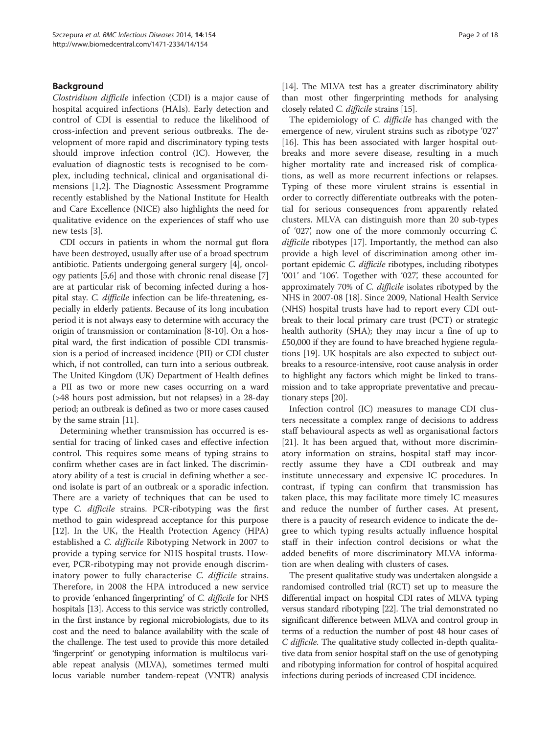## Background

*Clostridium difficile* infection (CDI) is a major cause of hospital acquired infections (HAIs). Early detection and control of CDI is essential to reduce the likelihood of cross-infection and prevent serious outbreaks. The development of more rapid and discriminatory typing tests should improve infection control (IC). However, the evaluation of diagnostic tests is recognised to be complex, including technical, clinical and organisational dimensions [1,2]. The Diagnostic Assessment Programme recently established by the National Institute for Health and Care Excellence (NICE) also highlights the need for qualitative evidence on the experiences of staff who use new tests [3].

CDI occurs in patients in whom the normal gut flora have been destroyed, usually after use of a broad spectrum antibiotic. Patients undergoing general surgery [4], oncology patients [5,6] and those with chronic renal disease [7] are at particular risk of becoming infected during a hospital stay. *C. difficile* infection can be life-threatening, especially in elderly patients. Because of its long incubation period it is not always easy to determine with accuracy the origin of transmission or contamination [8-10]. On a hospital ward, the first indication of possible CDI transmission is a period of increased incidence (PII) or CDI cluster which, if not controlled, can turn into a serious outbreak. The United Kingdom (UK) Department of Health defines a PII as two or more new cases occurring on a ward (>48 hours post admission, but not relapses) in a 28-day period; an outbreak is defined as two or more cases caused by the same strain [11].

Determining whether transmission has occurred is essential for tracing of linked cases and effective infection control. This requires some means of typing strains to confirm whether cases are in fact linked. The discriminatory ability of a test is crucial in defining whether a second isolate is part of an outbreak or a sporadic infection. There are a variety of techniques that can be used to type *C. difficile* strains. PCR-ribotyping was the first method to gain widespread acceptance for this purpose [12]. In the UK, the Health Protection Agency (HPA) established a *C. difficile* Ribotyping Network in 2007 to provide a typing service for NHS hospital trusts. However, PCR-ribotyping may not provide enough discriminatory power to fully characterise *C. difficile* strains. Therefore, in 2008 the HPA introduced a new service to provide 'enhanced fingerprinting' of *C. difficile* for NHS hospitals [13]. Access to this service was strictly controlled, in the first instance by regional microbiologists, due to its cost and the need to balance availability with the scale of the challenge. The test used to provide this more detailed 'fingerprint' or genotyping information is multilocus variable repeat analysis (MLVA), sometimes termed multi locus variable number tandem-repeat (VNTR) analysis [14]. The MLVA test has a greater discriminatory ability than most other fingerprinting methods for analysing closely related *C. difficile* strains [15].

The epidemiology of *C. difficile* has changed with the emergence of new, virulent strains such as ribotype '027' [16]. This has been associated with larger hospital outbreaks and more severe disease, resulting in a much higher mortality rate and increased risk of complications, as well as more recurrent infections or relapses. Typing of these more virulent strains is essential in order to correctly differentiate outbreaks with the potential for serious consequences from apparently related clusters. MLVA can distinguish more than 20 sub-types of '027', now one of the more commonly occurring *C. difficile* ribotypes [17]. Importantly, the method can also provide a high level of discrimination among other important epidemic *C. difficile* ribotypes, including ribotypes '001' and '106'. Together with '027', these accounted for approximately 70% of *C. difficile* isolates ribotyped by the NHS in 2007-08 [18]. Since 2009, National Health Service (NHS) hospital trusts have had to report every CDI outbreak to their local primary care trust (PCT) or strategic health authority (SHA); they may incur a fine of up to £50,000 if they are found to have breached hygiene regulations [19]. UK hospitals are also expected to subject outbreaks to a resource-intensive, root cause analysis in order to highlight any factors which might be linked to transmission and to take appropriate preventative and precautionary steps [20].

Infection control (IC) measures to manage CDI clusters necessitate a complex range of decisions to address staff behavioural aspects as well as organisational factors [21]. It has been argued that, without more discriminatory information on strains, hospital staff may incorrectly assume they have a CDI outbreak and may institute unnecessary and expensive IC procedures. In contrast, if typing can confirm that transmission has taken place, this may facilitate more timely IC measures and reduce the number of further cases. At present, there is a paucity of research evidence to indicate the degree to which typing results actually influence hospital staff in their infection control decisions or what the added benefits of more discriminatory MLVA information are when dealing with clusters of cases.

The present qualitative study was undertaken alongside a randomised controlled trial (RCT) set up to measure the differential impact on hospital CDI rates of MLVA typing versus standard ribotyping [22]. The trial demonstrated no significant difference between MLVA and control group in terms of a reduction the number of post 48 hour cases of *C difficile*. The qualitative study collected in-depth qualitative data from senior hospital staff on the use of genotyping and ribotyping information for control of hospital acquired infections during periods of increased CDI incidence.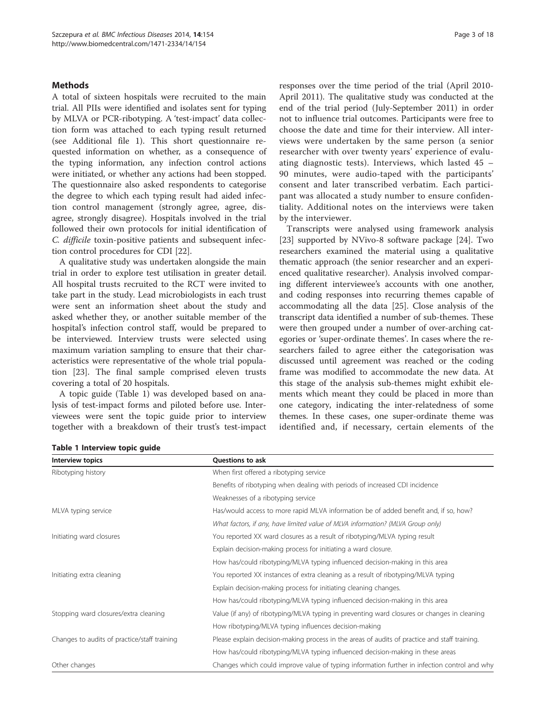## Methods

A total of sixteen hospitals were recruited to the main trial. All PIIs were identified and isolates sent for typing by MLVA or PCR-ribotyping. A 'test-impact' data collection form was attached to each typing result returned (see Additional file 1). This short questionnaire requested information on whether, as a consequence of the typing information, any infection control actions were initiated, or whether any actions had been stopped. The questionnaire also asked respondents to categorise the degree to which each typing result had aided infection control management (strongly agree, agree, disagree, strongly disagree). Hospitals involved in the trial followed their own protocols for initial identification of *C. difficile* toxin-positive patients and subsequent infection control procedures for CDI [22].

A qualitative study was undertaken alongside the main trial in order to explore test utilisation in greater detail. All hospital trusts recruited to the RCT were invited to take part in the study. Lead microbiologists in each trust were sent an information sheet about the study and asked whether they, or another suitable member of the hospital's infection control staff, would be prepared to be interviewed. Interview trusts were selected using maximum variation sampling to ensure that their characteristics were representative of the whole trial population [23]. The final sample comprised eleven trusts covering a total of 20 hospitals.

A topic guide (Table 1) was developed based on analysis of test-impact forms and piloted before use. Interviewees were sent the topic guide prior to interview together with a breakdown of their trust's test-impact responses over the time period of the trial (April 2010-April 2011). The qualitative study was conducted at the end of the trial period (July-September 2011) in order not to influence trial outcomes. Participants were free to choose the date and time for their interview. All interviews were undertaken by the same person (a senior researcher with over twenty years' experience of evaluating diagnostic tests). Interviews, which lasted 45 – 90 minutes, were audio-taped with the participants' consent and later transcribed verbatim. Each participant was allocated a study number to ensure confidentiality. Additional notes on the interviews were taken by the interviewer.

Transcripts were analysed using framework analysis [23] supported by NVivo-8 software package [24]. Two researchers examined the material using a qualitative thematic approach (the senior researcher and an experienced qualitative researcher). Analysis involved comparing different interviewee's accounts with one another, and coding responses into recurring themes capable of accommodating all the data [25]. Close analysis of the transcript data identified a number of sub-themes. These were then grouped under a number of over-arching categories or 'super-ordinate themes'. In cases where the researchers failed to agree either the categorisation was discussed until agreement was reached or the coding frame was modified to accommodate the new data. At this stage of the analysis sub-themes might exhibit elements which meant they could be placed in more than one category, indicating the inter-relatedness of some themes. In these cases, one super-ordinate theme was identified and, if necessary, certain elements of the

**Table 1 Interview topic guide**

| Interview topics | Questions to ask |
|---|---|
| Ribotyping history | When first offered a ribotyping service |
| | Benefits of ribotyping when dealing with periods of increased CDI incidence |
| | Weaknesses of a ribotyping service |
| MLVA typing service | Has/would access to more rapid MLVA information be of added benefit and, if so, how? |
| | *What factors, if any, have limited value of MLVA information? (MLVA Group only)* |
| Initiating ward closures | You reported XX ward closures as a result of ribotyping/MLVA typing result |
| | Explain decision-making process for initiating a ward closure. |
| | How has/could ribotyping/MLVA typing influenced decision-making in this area |
| Initiating extra cleaning | You reported XX instances of extra cleaning as a result of ribotyping/MLVA typing |
| | Explain decision-making process for initiating cleaning changes. |
| | How has/could ribotyping/MLVA typing influenced decision-making in this area |
| Stopping ward closures/extra cleaning | Value (if any) of ribotyping/MLVA typing in preventing ward closures or changes in cleaning |
| | How ribotyping/MLVA typing influences decision-making |
| Changes to audits of practice/staff training | Please explain decision-making process in the areas of audits of practice and staff training. |
| | How has/could ribotyping/MLVA typing influenced decision-making in these areas |
| Other changes | Changes which could improve value of typing information further in infection control and why |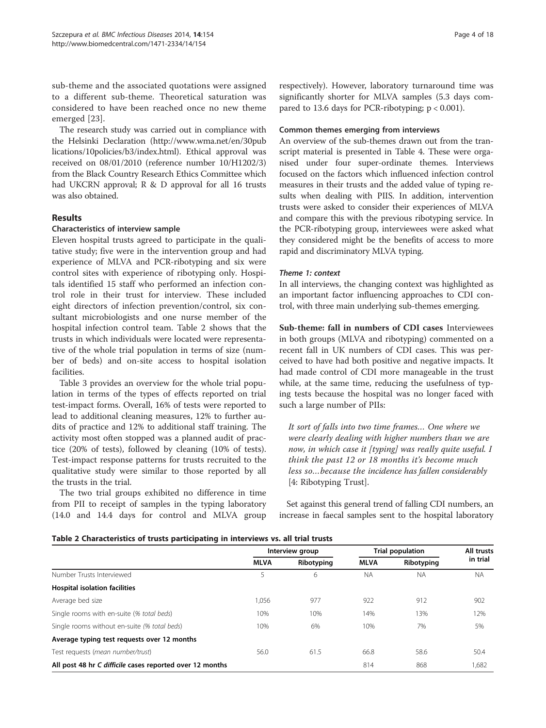sub-theme and the associated quotations were assigned to a different sub-theme. Theoretical saturation was considered to have been reached once no new theme emerged [23].

The research study was carried out in compliance with the Helsinki Declaration (http://www.wma.net/en/30publications/10policies/b3/index.html). Ethical approval was received on 08/01/2010 (reference number 10/H1202/3) from the Black Country Research Ethics Committee which had UKCRN approval; R & D approval for all 16 trusts was also obtained.

## Results

### Characteristics of interview sample

Eleven hospital trusts agreed to participate in the qualitative study; five were in the intervention group and had experience of MLVA and PCR-ribotyping and six were control sites with experience of ribotyping only. Hospitals identified 15 staff who performed an infection control role in their trust for interview. These included eight directors of infection prevention/control, six consultant microbiologists and one nurse member of the hospital infection control team. Table 2 shows that the trusts in which individuals were located were representative of the whole trial population in terms of size (number of beds) and on-site access to hospital isolation facilities.

Table 3 provides an overview for the whole trial population in terms of the types of effects reported on trial test-impact forms. Overall, 16% of tests were reported to lead to additional cleaning measures, 12% to further audits of practice and 12% to additional staff training. The activity most often stopped was a planned audit of practice (20% of tests), followed by cleaning (10% of tests). Test-impact response patterns for trusts recruited to the qualitative study were similar to those reported by all the trusts in the trial.

The two trial groups exhibited no difference in time from PII to receipt of samples in the typing laboratory (14.0 and 14.4 days for control and MLVA group respectively). However, laboratory turnaround time was significantly shorter for MLVA samples (5.3 days compared to 13.6 days for PCR-ribotyping; $p < 0.001$).

### Common themes emerging from interviews

An overview of the sub-themes drawn out from the transcript material is presented in Table 4. These were organised under four super-ordinate themes. Interviews focused on the factors which influenced infection control measures in their trusts and the added value of typing results when dealing with PIIS. In addition, intervention trusts were asked to consider their experiences of MLVA and compare this with the previous ribotyping service. In the PCR-ribotyping group, interviewees were asked what they considered might be the benefits of access to more rapid and discriminatory MLVA typing.

#### *Theme 1: context*

In all interviews, the changing context was highlighted as an important factor influencing approaches to CDI control, with three main underlying sub-themes emerging.

**Sub-theme: fall in numbers of CDI cases** Interviewees in both groups (MLVA and ribotyping) commented on a recent fall in UK numbers of CDI cases. This was perceived to have had both positive and negative impacts. It had made control of CDI more manageable in the trust while, at the same time, reducing the usefulness of typing tests because the hospital was no longer faced with such a large number of PIIs:

> *It sort of falls into two time frames... One where we were clearly dealing with higher numbers than we are now, in which case it [typing] was really quite useful. I think the past 12 or 18 months it's become much less so...because the incidence has fallen considerably* [4: Ribotyping Trust].

Set against this general trend of falling CDI numbers, an increase in faecal samples sent to the hospital laboratory

**Table 2 Characteristics of trusts participating in interviews vs. all trial trusts**

| | Interview group | | Trial population | | All trusts in trial |
|---|---|---|---|---|---|
| | MLVA | Ribotyping | MLVA | Ribotyping | |
| Number Trusts Interviewed | 5 | 6 | NA | NA | NA |
| **Hospital isolation facilities** | | | | | |
| Average bed size | 1,056 | 977 | 922 | 912 | 902 |
| Single rooms with en-suite (*% total beds*) | 10% | 10% | 14% | 13% | 12% |
| Single rooms without en-suite (*% total beds*) | 10% | 6% | 10% | 7% | 5% |
| **Average typing test requests over 12 months** | | | | | |
| Test requests (*mean number/trust*) | 56.0 | 61.5 | 66.8 | 58.6 | 50.4 |
| **All post 48 hr *C difficile* cases reported over 12 months** | | | 814 | 868 | 1,682 |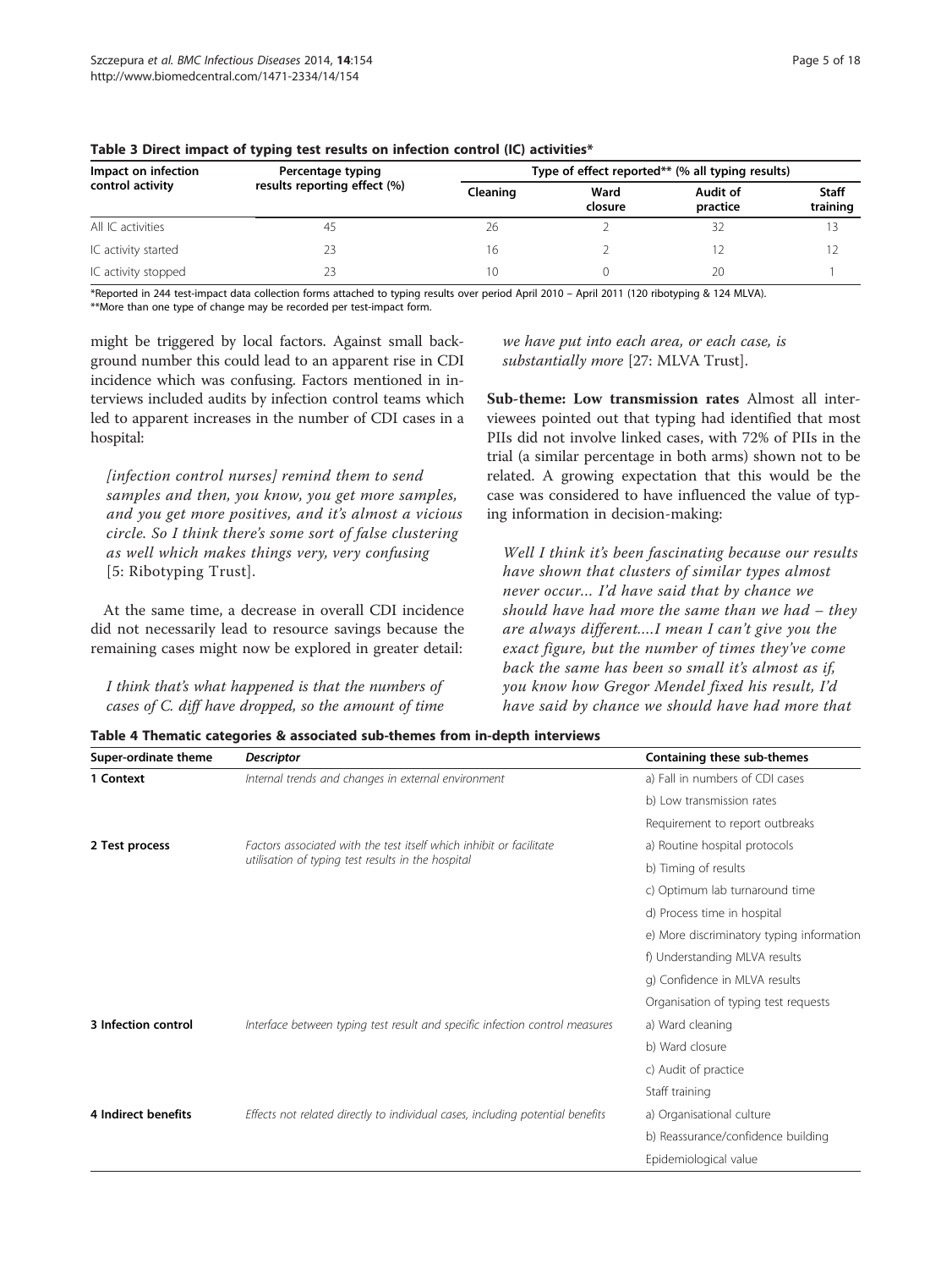**Table 3 Direct impact of typing test results on infection control (IC) activities***

| Impact on infection control activity | Percentage typing results reporting effect (%) | Type of effect reported** (% all typing results) | | | |
|---|---|---|---|---|---|
| | | Cleaning | Ward closure | Audit of practice | Staff training |
| All IC activities | 45 | 26 | 2 | 32 | 13 |
| IC activity started | 23 | 16 | 2 | 12 | 12 |
| IC activity stopped | 23 | 10 | 0 | 20 | 1 |

*Reported in 244 test-impact data collection forms attached to typing results over period April 2010 – April 2011 (120 ribotyping & 124 MLVA).
**More than one type of change may be recorded per test-impact form.

might be triggered by local factors. Against small background number this could lead to an apparent rise in CDI incidence which was confusing. Factors mentioned in interviews included audits by infection control teams which led to apparent increases in the number of CDI cases in a hospital:

> *[infection control nurses] remind them to send samples and then, you know, you get more samples, and you get more positives, and it's almost a vicious circle. So I think there's some sort of false clustering as well which makes things very, very confusing* [5: Ribotyping Trust].

At the same time, a decrease in overall CDI incidence did not necessarily lead to resource savings because the remaining cases might now be explored in greater detail:

> *I think that's what happened is that the numbers of cases of C. diff have dropped, so the amount of time we have put into each area, or each case, is substantially more* [27: MLVA Trust].

**Sub-theme: Low transmission rates** Almost all interviewees pointed out that typing had identified that most PIIs did not involve linked cases, with 72% of PIIs in the trial (a similar percentage in both arms) shown not to be related. A growing expectation that this would be the case was considered to have influenced the value of typing information in decision-making:

> *Well I think it's been fascinating because our results have shown that clusters of similar types almost never occur… I'd have said that by chance we should have had more the same than we had – they are always different.…I mean I can't give you the exact figure, but the number of times they've come back the same has been so small it's almost as if, you know how Gregor Mendel fixed his result, I'd have said by chance we should have had more that*

**Table 4 Thematic categories & associated sub-themes from in-depth interviews**

| Super-ordinate theme | *Descriptor* | Containing these sub-themes |
|---|---|---|
| **1 Context** | *Internal trends and changes in external environment* | a) Fall in numbers of CDI cases |
| | | b) Low transmission rates |
| | | Requirement to report outbreaks |
| **2 Test process** | *Factors associated with the test itself which inhibit or facilitate utilisation of typing test results in the hospital* | a) Routine hospital protocols |
| | | b) Timing of results |
| | | c) Optimum lab turnaround time |
| | | d) Process time in hospital |
| | | e) More discriminatory typing information |
| | | f) Understanding MLVA results |
| | | g) Confidence in MLVA results |
| | | Organisation of typing test requests |
| **3 Infection control** | *Interface between typing test result and specific infection control measures* | a) Ward cleaning |
| | | b) Ward closure |
| | | c) Audit of practice |
| | | Staff training |
| **4 Indirect benefits** | *Effects not related directly to individual cases, including potential benefits* | a) Organisational culture |
| | | b) Reassurance/confidence building |
| | | Epidemiological value |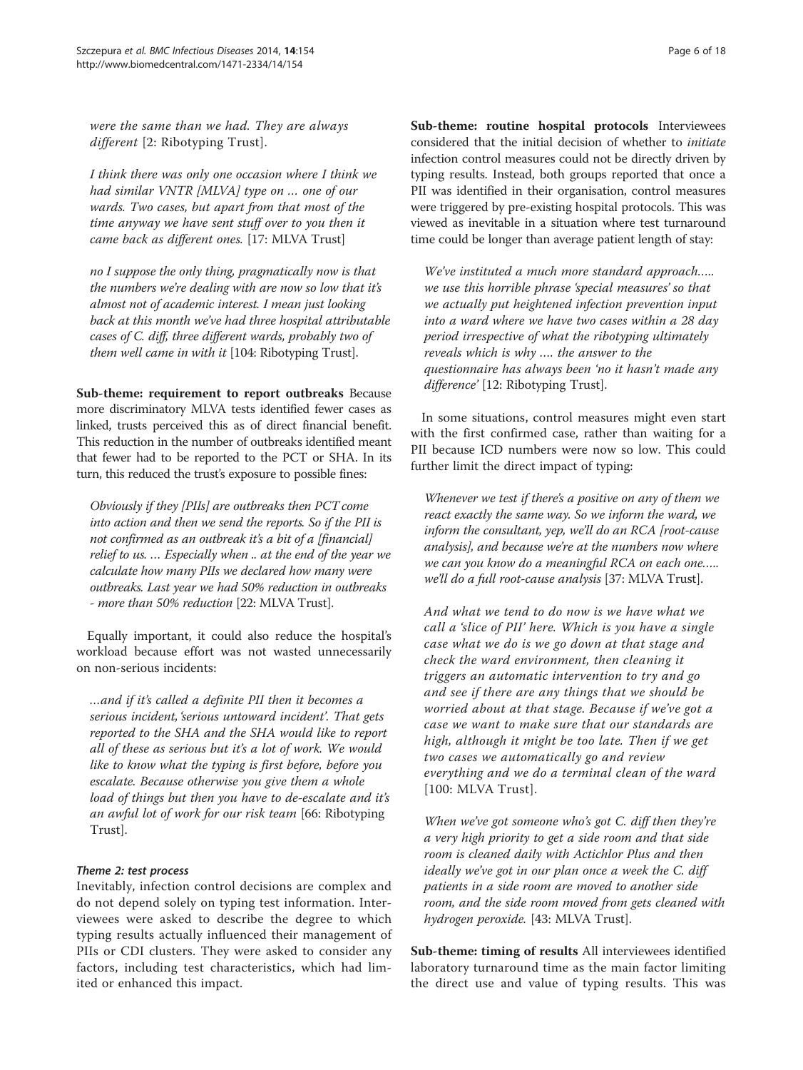*were the same than we had. They are always different* [2: Ribotyping Trust].

*I think there was only one occasion where I think we had similar VNTR [MLVA] type on ... one of our wards. Two cases, but apart from that most of the time anyway we have sent stuff over to you then it came back as different ones.* [17: MLVA Trust]

*no I suppose the only thing, pragmatically now is that the numbers we're dealing with are now so low that it's almost not of academic interest. I mean just looking back at this month we've had three hospital attributable cases of C. diff, three different wards, probably two of them well came in with it* [104: Ribotyping Trust].

**Sub-theme: requirement to report outbreaks** Because more discriminatory MLVA tests identified fewer cases as linked, trusts perceived this as of direct financial benefit. This reduction in the number of outbreaks identified meant that fewer had to be reported to the PCT or SHA. In its turn, this reduced the trust's exposure to possible fines:

*Obviously if they [PIIs] are outbreaks then PCT come into action and then we send the reports. So if the PII is not confirmed as an outbreak it's a bit of a [financial] relief to us. ... Especially when .. at the end of the year we calculate how many PIIs we declared how many were outbreaks. Last year we had 50% reduction in outbreaks - more than 50% reduction* [22: MLVA Trust].

Equally important, it could also reduce the hospital's workload because effort was not wasted unnecessarily on non-serious incidents:

*...and if it's called a definite PII then it becomes a serious incident, 'serious untoward incident'. That gets reported to the SHA and the SHA would like to report all of these as serious but it's a lot of work. We would like to know what the typing is first before, before you escalate. Because otherwise you give them a whole load of things but then you have to de-escalate and it's an awful lot of work for our risk team* [66: Ribotyping Trust].

#### *Theme 2: test process*

Inevitably, infection control decisions are complex and do not depend solely on typing test information. Interviewees were asked to describe the degree to which typing results actually influenced their management of PIIs or CDI clusters. They were asked to consider any factors, including test characteristics, which had limited or enhanced this impact.

**Sub-theme: routine hospital protocols** Interviewees considered that the initial decision of whether to *initiate* infection control measures could not be directly driven by typing results. Instead, both groups reported that once a PII was identified in their organisation, control measures were triggered by pre-existing hospital protocols. This was viewed as inevitable in a situation where test turnaround time could be longer than average patient length of stay:

*We've instituted a much more standard approach..... we use this horrible phrase 'special measures' so that we actually put heightened infection prevention input into a ward where we have two cases within a 28 day period irrespective of what the ribotyping ultimately reveals which is why .... the answer to the questionnaire has always been 'no it hasn't made any difference'* [12: Ribotyping Trust].

In some situations, control measures might even start with the first confirmed case, rather than waiting for a PII because ICD numbers were now so low. This could further limit the direct impact of typing:

*Whenever we test if there's a positive on any of them we react exactly the same way. So we inform the ward, we inform the consultant, yep, we'll do an RCA [root-cause analysis], and because we're at the numbers now where we can you know do a meaningful RCA on each one..... we'll do a full root-cause analysis* [37: MLVA Trust].

*And what we tend to do now is we have what we call a 'slice of PII' here. Which is you have a single case what we do is we go down at that stage and check the ward environment, then cleaning it triggers an automatic intervention to try and go and see if there are any things that we should be worried about at that stage. Because if we've got a case we want to make sure that our standards are high, although it might be too late. Then if we get two cases we automatically go and review everything and we do a terminal clean of the ward* [100: MLVA Trust].

*When we've got someone who's got C. diff then they're a very high priority to get a side room and that side room is cleaned daily with Actichlor Plus and then ideally we've got in our plan once a week the C. diff patients in a side room are moved to another side room, and the side room moved from gets cleaned with hydrogen peroxide.* [43: MLVA Trust].

**Sub-theme: timing of results** All interviewees identified laboratory turnaround time as the main factor limiting the direct use and value of typing results. This was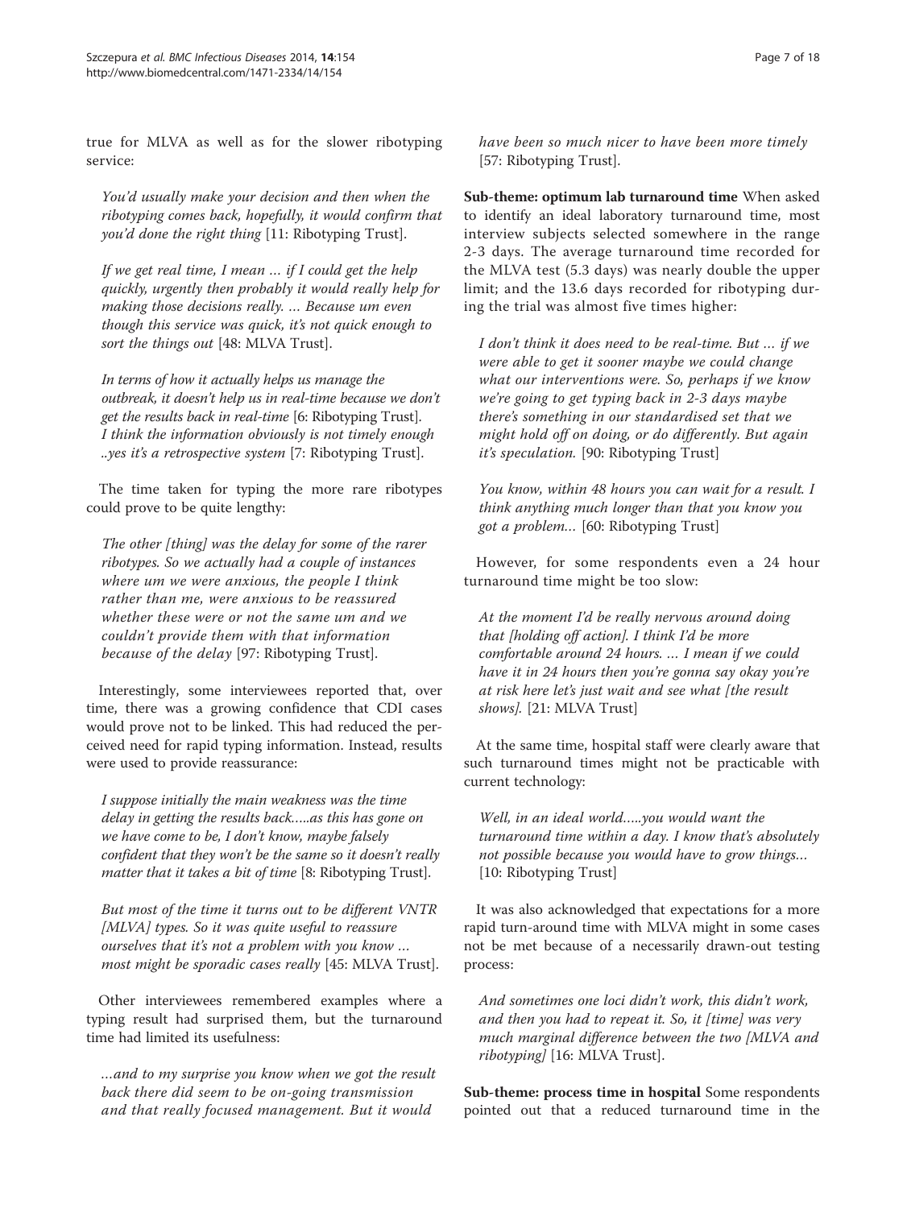true for MLVA as well as for the slower ribotyping service:

> *You'd usually make your decision and then when the ribotyping comes back, hopefully, it would confirm that you'd done the right thing* [11: Ribotyping Trust].

> *If we get real time, I mean … if I could get the help quickly, urgently then probably it would really help for making those decisions really. … Because um even though this service was quick, it's not quick enough to sort the things out* [48: MLVA Trust].

> *In terms of how it actually helps us manage the outbreak, it doesn't help us in real-time because we don't get the results back in real-time* [6: Ribotyping Trust]. *I think the information obviously is not timely enough ..yes it's a retrospective system* [7: Ribotyping Trust].

The time taken for typing the more rare ribotypes could prove to be quite lengthy:

> *The other [thing] was the delay for some of the rarer ribotypes. So we actually had a couple of instances where um we were anxious, the people I think rather than me, were anxious to be reassured whether these were or not the same um and we couldn't provide them with that information because of the delay* [97: Ribotyping Trust].

Interestingly, some interviewees reported that, over time, there was a growing confidence that CDI cases would prove not to be linked. This had reduced the perceived need for rapid typing information. Instead, results were used to provide reassurance:

> *I suppose initially the main weakness was the time delay in getting the results back…..as this has gone on we have come to be, I don't know, maybe falsely confident that they won't be the same so it doesn't really matter that it takes a bit of time* [8: Ribotyping Trust].

> *But most of the time it turns out to be different VNTR [MLVA] types. So it was quite useful to reassure ourselves that it's not a problem with you know … most might be sporadic cases really* [45: MLVA Trust].

Other interviewees remembered examples where a typing result had surprised them, but the turnaround time had limited its usefulness:

> *…and to my surprise you know when we got the result back there did seem to be on-going transmission and that really focused management. But it would have been so much nicer to have been more timely* [57: Ribotyping Trust].

**Sub-theme: optimum lab turnaround time** When asked to identify an ideal laboratory turnaround time, most interview subjects selected somewhere in the range 2-3 days. The average turnaround time recorded for the MLVA test (5.3 days) was nearly double the upper limit; and the 13.6 days recorded for ribotyping during the trial was almost five times higher:

> *I don't think it does need to be real-time. But … if we were able to get it sooner maybe we could change what our interventions were. So, perhaps if we know we're going to get typing back in 2-3 days maybe there's something in our standardised set that we might hold off on doing, or do differently. But again it's speculation.* [90: Ribotyping Trust]

> *You know, within 48 hours you can wait for a result. I think anything much longer than that you know you got a problem…* [60: Ribotyping Trust]

However, for some respondents even a 24 hour turnaround time might be too slow:

> *At the moment I'd be really nervous around doing that [holding off action]. I think I'd be more comfortable around 24 hours. … I mean if we could have it in 24 hours then you're gonna say okay you're at risk here let's just wait and see what [the result shows].* [21: MLVA Trust]

At the same time, hospital staff were clearly aware that such turnaround times might not be practicable with current technology:

> *Well, in an ideal world…..you would want the turnaround time within a day. I know that's absolutely not possible because you would have to grow things…* [10: Ribotyping Trust]

It was also acknowledged that expectations for a more rapid turn-around time with MLVA might in some cases not be met because of a necessarily drawn-out testing process:

> *And sometimes one loci didn't work, this didn't work, and then you had to repeat it. So, it [time] was very much marginal difference between the two [MLVA and ribotyping]* [16: MLVA Trust].

**Sub-theme: process time in hospital** Some respondents pointed out that a reduced turnaround time in the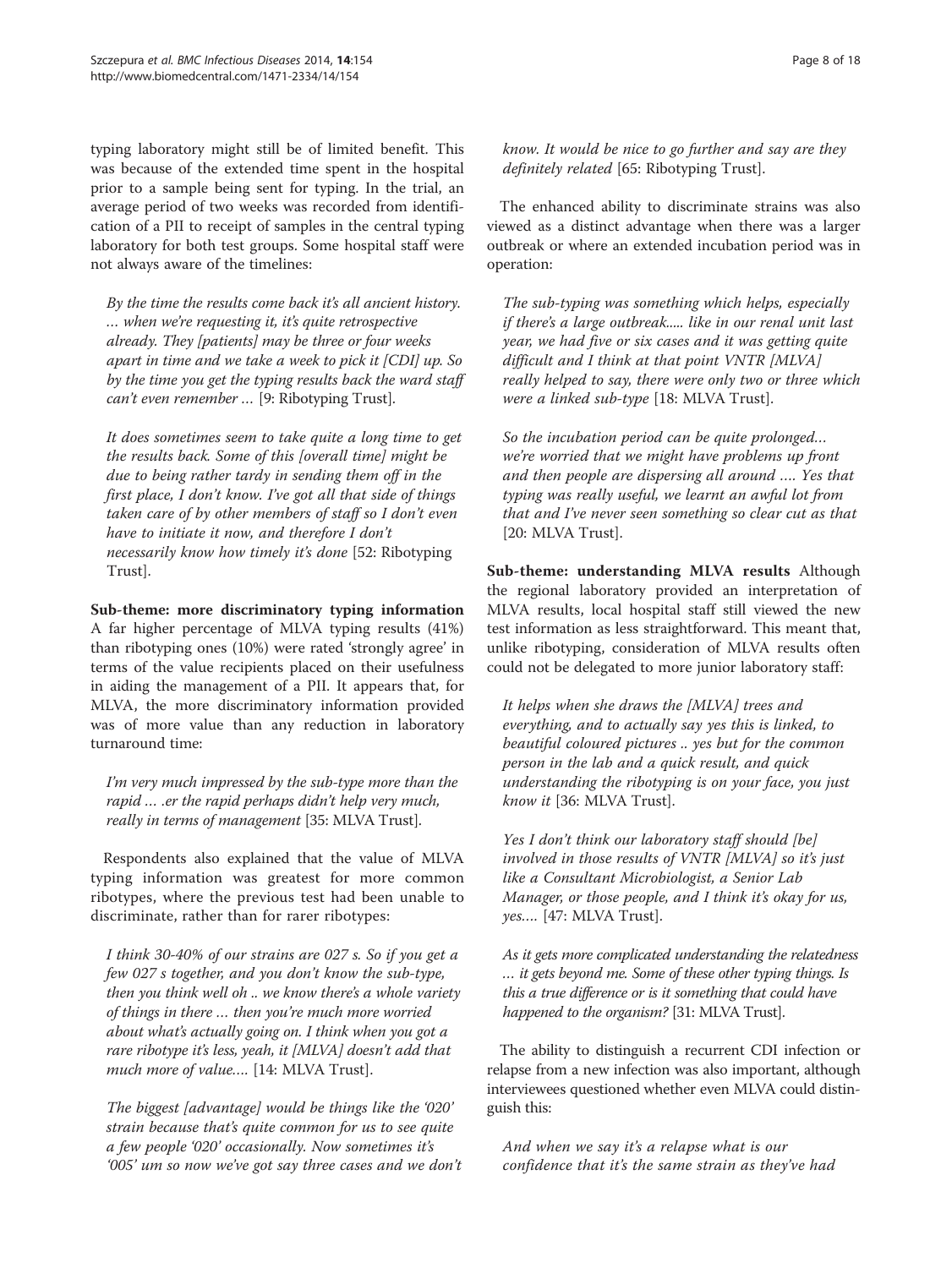typing laboratory might still be of limited benefit. This was because of the extended time spent in the hospital prior to a sample being sent for typing. In the trial, an average period of two weeks was recorded from identification of a PII to receipt of samples in the central typing laboratory for both test groups. Some hospital staff were not always aware of the timelines:

> *By the time the results come back it's all ancient history. … when we're requesting it, it's quite retrospective already. They [patients] may be three or four weeks apart in time and we take a week to pick it [CDI] up. So by the time you get the typing results back the ward staff can't even remember …* [9: Ribotyping Trust].

> *It does sometimes seem to take quite a long time to get the results back. Some of this [overall time] might be due to being rather tardy in sending them off in the first place, I don't know. I've got all that side of things taken care of by other members of staff so I don't even have to initiate it now, and therefore I don't necessarily know how timely it's done* [52: Ribotyping Trust].

**Sub-theme: more discriminatory typing information** A far higher percentage of MLVA typing results (41%) than ribotyping ones (10%) were rated 'strongly agree' in terms of the value recipients placed on their usefulness in aiding the management of a PII. It appears that, for MLVA, the more discriminatory information provided was of more value than any reduction in laboratory turnaround time:

> *I'm very much impressed by the sub-type more than the rapid … .er the rapid perhaps didn't help very much, really in terms of management* [35: MLVA Trust].

Respondents also explained that the value of MLVA typing information was greatest for more common ribotypes, where the previous test had been unable to discriminate, rather than for rarer ribotypes:

> *I think 30-40% of our strains are 027 s. So if you get a few 027 s together, and you don't know the sub-type, then you think well oh .. we know there's a whole variety of things in there … then you're much more worried about what's actually going on. I think when you got a rare ribotype it's less, yeah, it [MLVA] doesn't add that much more of value….* [14: MLVA Trust].

> *The biggest [advantage] would be things like the '020' strain because that's quite common for us to see quite a few people '020' occasionally. Now sometimes it's '005' um so now we've got say three cases and we don't know. It would be nice to go further and say are they definitely related* [65: Ribotyping Trust].

The enhanced ability to discriminate strains was also viewed as a distinct advantage when there was a larger outbreak or where an extended incubation period was in operation:

> *The sub-typing was something which helps, especially if there's a large outbreak..... like in our renal unit last year, we had five or six cases and it was getting quite difficult and I think at that point VNTR [MLVA] really helped to say, there were only two or three which were a linked sub-type* [18: MLVA Trust].

> *So the incubation period can be quite prolonged… we're worried that we might have problems up front and then people are dispersing all around …. Yes that typing was really useful, we learnt an awful lot from that and I've never seen something so clear cut as that* [20: MLVA Trust].

**Sub-theme: understanding MLVA results** Although the regional laboratory provided an interpretation of MLVA results, local hospital staff still viewed the new test information as less straightforward. This meant that, unlike ribotyping, consideration of MLVA results often could not be delegated to more junior laboratory staff:

> *It helps when she draws the [MLVA] trees and everything, and to actually say yes this is linked, to beautiful coloured pictures .. yes but for the common person in the lab and a quick result, and quick understanding the ribotyping is on your face, you just know it* [36: MLVA Trust].

> *Yes I don't think our laboratory staff should [be] involved in those results of VNTR [MLVA] so it's just like a Consultant Microbiologist, a Senior Lab Manager, or those people, and I think it's okay for us, yes….* [47: MLVA Trust].

> *As it gets more complicated understanding the relatedness … it gets beyond me. Some of these other typing things. Is this a true difference or is it something that could have happened to the organism?* [31: MLVA Trust].

The ability to distinguish a recurrent CDI infection or relapse from a new infection was also important, although interviewees questioned whether even MLVA could distinguish this:

> *And when we say it's a relapse what is our confidence that it's the same strain as they've had*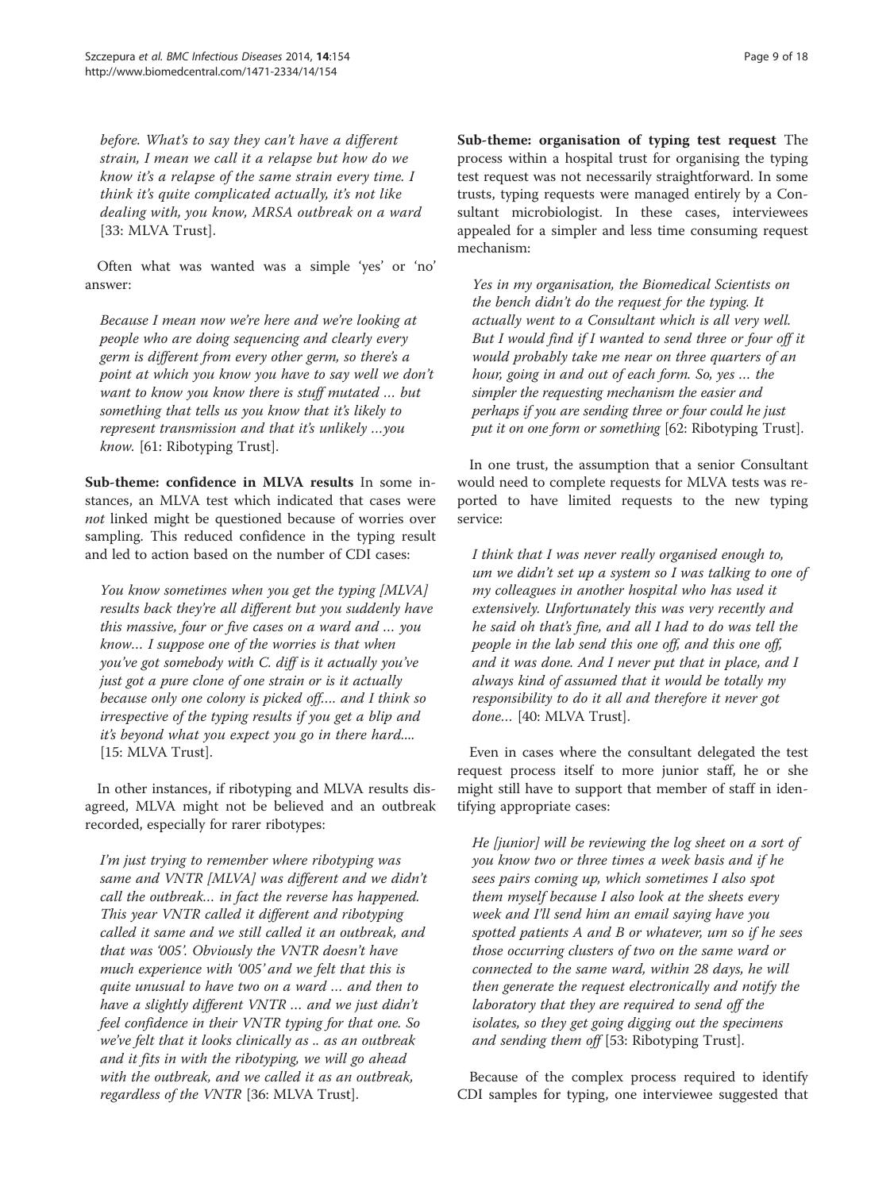*before. What's to say they can't have a different strain, I mean we call it a relapse but how do we know it's a relapse of the same strain every time. I think it's quite complicated actually, it's not like dealing with, you know, MRSA outbreak on a ward* [33: MLVA Trust].

Often what was wanted was a simple 'yes' or 'no' answer:

> *Because I mean now we're here and we're looking at people who are doing sequencing and clearly every germ is different from every other germ, so there's a point at which you know you have to say well we don't want to know you know there is stuff mutated … but something that tells us you know that it's likely to represent transmission and that it's unlikely …you know.* [61: Ribotyping Trust].

**Sub-theme: confidence in MLVA results** In some instances, an MLVA test which indicated that cases were *not* linked might be questioned because of worries over sampling. This reduced confidence in the typing result and led to action based on the number of CDI cases:

> *You know sometimes when you get the typing [MLVA] results back they're all different but you suddenly have this massive, four or five cases on a ward and … you know… I suppose one of the worries is that when you've got somebody with C. diff is it actually you've just got a pure clone of one strain or is it actually because only one colony is picked off…. and I think so irrespective of the typing results if you get a blip and it's beyond what you expect you go in there hard....* [15: MLVA Trust].

In other instances, if ribotyping and MLVA results disagreed, MLVA might not be believed and an outbreak recorded, especially for rarer ribotypes:

> *I'm just trying to remember where ribotyping was same and VNTR [MLVA] was different and we didn't call the outbreak… in fact the reverse has happened. This year VNTR called it different and ribotyping called it same and we still called it an outbreak, and that was '005'. Obviously the VNTR doesn't have much experience with '005' and we felt that this is quite unusual to have two on a ward … and then to have a slightly different VNTR … and we just didn't feel confidence in their VNTR typing for that one. So we've felt that it looks clinically as .. as an outbreak and it fits in with the ribotyping, we will go ahead with the outbreak, and we called it as an outbreak, regardless of the VNTR* [36: MLVA Trust].

**Sub-theme: organisation of typing test request** The process within a hospital trust for organising the typing test request was not necessarily straightforward. In some trusts, typing requests were managed entirely by a Consultant microbiologist. In these cases, interviewees appealed for a simpler and less time consuming request mechanism:

> *Yes in my organisation, the Biomedical Scientists on the bench didn't do the request for the typing. It actually went to a Consultant which is all very well. But I would find if I wanted to send three or four off it would probably take me near on three quarters of an hour, going in and out of each form. So, yes … the simpler the requesting mechanism the easier and perhaps if you are sending three or four could he just put it on one form or something* [62: Ribotyping Trust].

In one trust, the assumption that a senior Consultant would need to complete requests for MLVA tests was reported to have limited requests to the new typing service:

> *I think that I was never really organised enough to, um we didn't set up a system so I was talking to one of my colleagues in another hospital who has used it extensively. Unfortunately this was very recently and he said oh that's fine, and all I had to do was tell the people in the lab send this one off, and this one off, and it was done. And I never put that in place, and I always kind of assumed that it would be totally my responsibility to do it all and therefore it never got done…* [40: MLVA Trust].

Even in cases where the consultant delegated the test request process itself to more junior staff, he or she might still have to support that member of staff in identifying appropriate cases:

> *He [junior] will be reviewing the log sheet on a sort of you know two or three times a week basis and if he sees pairs coming up, which sometimes I also spot them myself because I also look at the sheets every week and I'll send him an email saying have you spotted patients A and B or whatever, um so if he sees those occurring clusters of two on the same ward or connected to the same ward, within 28 days, he will then generate the request electronically and notify the laboratory that they are required to send off the isolates, so they get going digging out the specimens and sending them off* [53: Ribotyping Trust].

Because of the complex process required to identify CDI samples for typing, one interviewee suggested that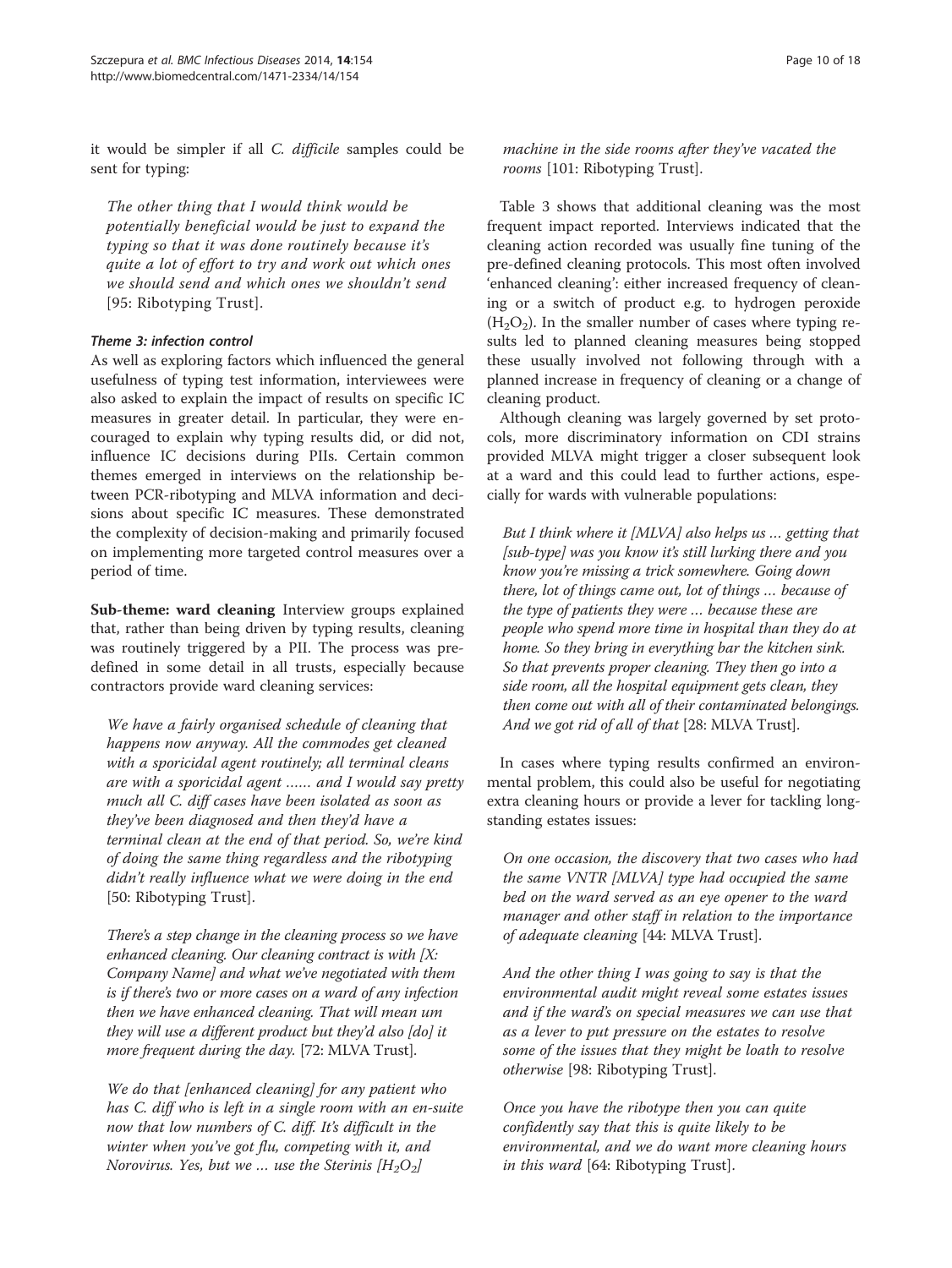it would be simpler if all *C. difficile* samples could be sent for typing:

> *The other thing that I would think would be potentially beneficial would be just to expand the typing so that it was done routinely because it's quite a lot of effort to try and work out which ones we should send and which ones we shouldn't send* [95: Ribotyping Trust].

#### *Theme 3: infection control*

As well as exploring factors which influenced the general usefulness of typing test information, interviewees were also asked to explain the impact of results on specific IC measures in greater detail. In particular, they were encouraged to explain why typing results did, or did not, influence IC decisions during PIIs. Certain common themes emerged in interviews on the relationship between PCR-ribotyping and MLVA information and decisions about specific IC measures. These demonstrated the complexity of decision-making and primarily focused on implementing more targeted control measures over a period of time.

**Sub-theme: ward cleaning** Interview groups explained that, rather than being driven by typing results, cleaning was routinely triggered by a PII. The process was pre-defined in some detail in all trusts, especially because contractors provide ward cleaning services:

> *We have a fairly organised schedule of cleaning that happens now anyway. All the commodes get cleaned with a sporicidal agent routinely; all terminal cleans are with a sporicidal agent …… and I would say pretty much all C. diff cases have been isolated as soon as they've been diagnosed and then they'd have a terminal clean at the end of that period. So, we're kind of doing the same thing regardless and the ribotyping didn't really influence what we were doing in the end* [50: Ribotyping Trust].

> *There's a step change in the cleaning process so we have enhanced cleaning. Our cleaning contract is with [X: Company Name] and what we've negotiated with them is if there's two or more cases on a ward of any infection then we have enhanced cleaning. That will mean um they will use a different product but they'd also [do] it more frequent during the day.* [72: MLVA Trust].

> *We do that [enhanced cleaning] for any patient who has C. diff who is left in a single room with an en-suite now that low numbers of C. diff. It's difficult in the winter when you've got flu, competing with it, and Norovirus. Yes, but we … use the Sterinis [$H_2O_2$] machine in the side rooms after they've vacated the rooms* [101: Ribotyping Trust].

Table 3 shows that additional cleaning was the most frequent impact reported. Interviews indicated that the cleaning action recorded was usually fine tuning of the pre-defined cleaning protocols. This most often involved 'enhanced cleaning': either increased frequency of cleaning or a switch of product e.g. to hydrogen peroxide ($H_2O_2$). In the smaller number of cases where typing results led to planned cleaning measures being stopped these usually involved not following through with a planned increase in frequency of cleaning or a change of cleaning product.

Although cleaning was largely governed by set protocols, more discriminatory information on CDI strains provided MLVA might trigger a closer subsequent look at a ward and this could lead to further actions, especially for wards with vulnerable populations:

> *But I think where it [MLVA] also helps us … getting that [sub-type] was you know it's still lurking there and you know you're missing a trick somewhere. Going down there, lot of things came out, lot of things … because of the type of patients they were … because these are people who spend more time in hospital than they do at home. So they bring in everything bar the kitchen sink. So that prevents proper cleaning. They then go into a side room, all the hospital equipment gets clean, they then come out with all of their contaminated belongings. And we got rid of all of that* [28: MLVA Trust].

In cases where typing results confirmed an environmental problem, this could also be useful for negotiating extra cleaning hours or provide a lever for tackling long-standing estates issues:

> *On one occasion, the discovery that two cases who had the same VNTR [MLVA] type had occupied the same bed on the ward served as an eye opener to the ward manager and other staff in relation to the importance of adequate cleaning* [44: MLVA Trust].

> *And the other thing I was going to say is that the environmental audit might reveal some estates issues and if the ward's on special measures we can use that as a lever to put pressure on the estates to resolve some of the issues that they might be loath to resolve otherwise* [98: Ribotyping Trust].

> *Once you have the ribotype then you can quite confidently say that this is quite likely to be environmental, and we do want more cleaning hours in this ward* [64: Ribotyping Trust].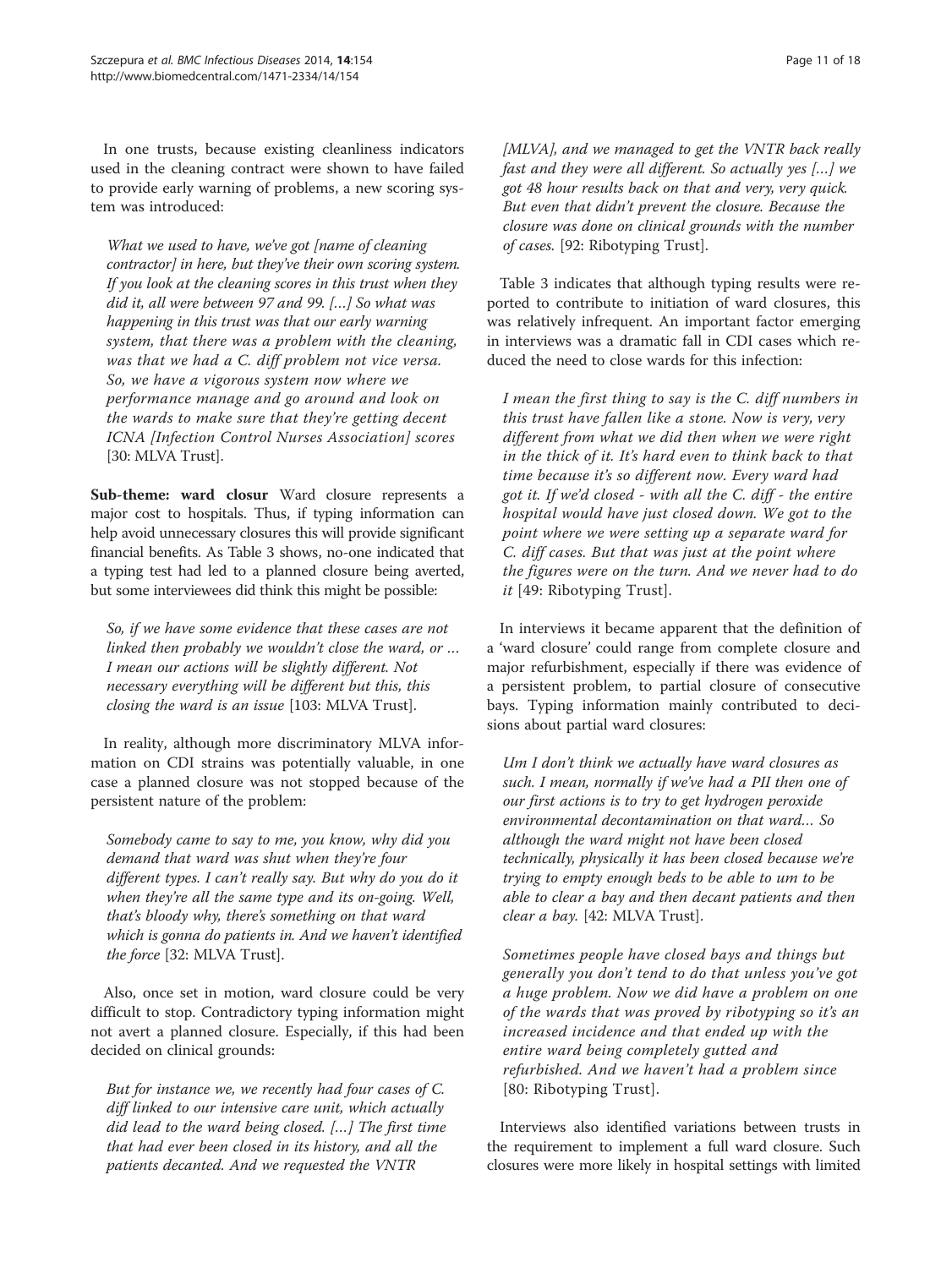In one trusts, because existing cleanliness indicators used in the cleaning contract were shown to have failed to provide early warning of problems, a new scoring system was introduced:

> *What we used to have, we've got [name of cleaning contractor] in here, but they've their own scoring system. If you look at the cleaning scores in this trust when they did it, all were between 97 and 99. [...] So what was happening in this trust was that our early warning system, that there was a problem with the cleaning, was that we had a C. diff problem not vice versa. So, we have a vigorous system now where we performance manage and go around and look on the wards to make sure that they're getting decent ICNA [Infection Control Nurses Association] scores* [30: MLVA Trust].

**Sub-theme: ward closur** Ward closure represents a major cost to hospitals. Thus, if typing information can help avoid unnecessary closures this will provide significant financial benefits. As Table 3 shows, no-one indicated that a typing test had led to a planned closure being averted, but some interviewees did think this might be possible:

> *So, if we have some evidence that these cases are not linked then probably we wouldn't close the ward, or ... I mean our actions will be slightly different. Not necessary everything will be different but this, this closing the ward is an issue* [103: MLVA Trust].

In reality, although more discriminatory MLVA information on CDI strains was potentially valuable, in one case a planned closure was not stopped because of the persistent nature of the problem:

> *Somebody came to say to me, you know, why did you demand that ward was shut when they're four different types. I can't really say. But why do you do it when they're all the same type and its on-going. Well, that's bloody why, there's something on that ward which is gonna do patients in. And we haven't identified the force* [32: MLVA Trust].

Also, once set in motion, ward closure could be very difficult to stop. Contradictory typing information might not avert a planned closure. Especially, if this had been decided on clinical grounds:

> *But for instance we, we recently had four cases of C. diff linked to our intensive care unit, which actually did lead to the ward being closed. [...] The first time that had ever been closed in its history, and all the patients decanted. And we requested the VNTR [MLVA], and we managed to get the VNTR back really fast and they were all different. So actually yes [...] we got 48 hour results back on that and very, very quick. But even that didn't prevent the closure. Because the closure was done on clinical grounds with the number of cases.* [92: Ribotyping Trust].

Table 3 indicates that although typing results were reported to contribute to initiation of ward closures, this was relatively infrequent. An important factor emerging in interviews was a dramatic fall in CDI cases which reduced the need to close wards for this infection:

> *I mean the first thing to say is the C. diff numbers in this trust have fallen like a stone. Now is very, very different from what we did then when we were right in the thick of it. It's hard even to think back to that time because it's so different now. Every ward had got it. If we'd closed - with all the C. diff - the entire hospital would have just closed down. We got to the point where we were setting up a separate ward for C. diff cases. But that was just at the point where the figures were on the turn. And we never had to do it* [49: Ribotyping Trust].

In interviews it became apparent that the definition of a 'ward closure' could range from complete closure and major refurbishment, especially if there was evidence of a persistent problem, to partial closure of consecutive bays. Typing information mainly contributed to decisions about partial ward closures:

> *Um I don't think we actually have ward closures as such. I mean, normally if we've had a PII then one of our first actions is to try to get hydrogen peroxide environmental decontamination on that ward... So although the ward might not have been closed technically, physically it has been closed because we're trying to empty enough beds to be able to um to be able to clear a bay and then decant patients and then clear a bay.* [42: MLVA Trust].

> *Sometimes people have closed bays and things but generally you don't tend to do that unless you've got a huge problem. Now we did have a problem on one of the wards that was proved by ribotyping so it's an increased incidence and that ended up with the entire ward being completely gutted and refurbished. And we haven't had a problem since* [80: Ribotyping Trust].

Interviews also identified variations between trusts in the requirement to implement a full ward closure. Such closures were more likely in hospital settings with limited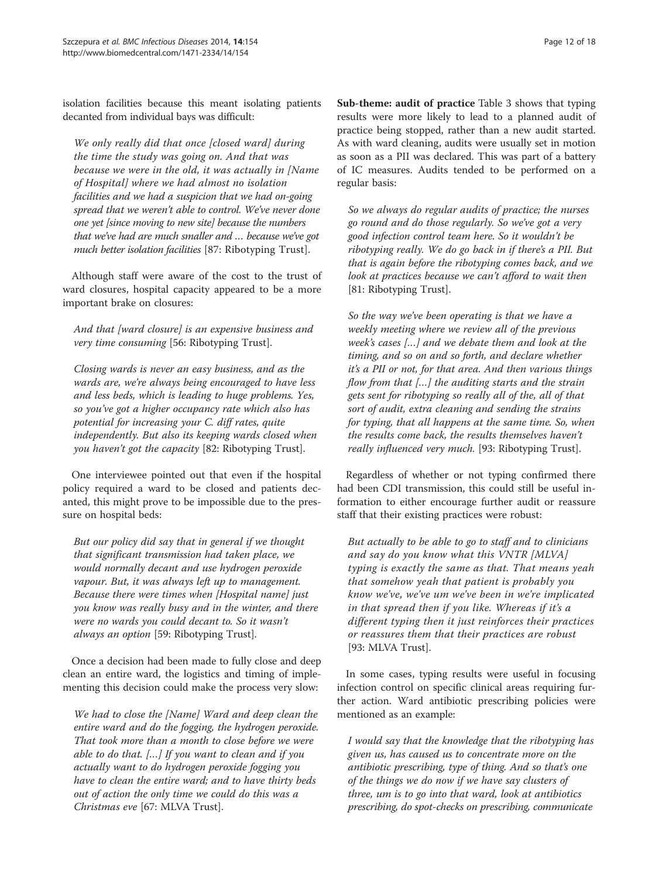isolation facilities because this meant isolating patients decanted from individual bays was difficult:

> *We only really did that once [closed ward] during the time the study was going on. And that was because we were in the old, it was actually in [Name of Hospital] where we had almost no isolation facilities and we had a suspicion that we had on-going spread that we weren't able to control. We've never done one yet [since moving to new site] because the numbers that we've had are much smaller and … because we've got much better isolation facilities* [87: Ribotyping Trust].

Although staff were aware of the cost to the trust of ward closures, hospital capacity appeared to be a more important brake on closures:

> *And that [ward closure] is an expensive business and very time consuming* [56: Ribotyping Trust].

> *Closing wards is never an easy business, and as the wards are, we're always being encouraged to have less and less beds, which is leading to huge problems. Yes, so you've got a higher occupancy rate which also has potential for increasing your C. diff rates, quite independently. But also its keeping wards closed when you haven't got the capacity* [82: Ribotyping Trust].

One interviewee pointed out that even if the hospital policy required a ward to be closed and patients decanted, this might prove to be impossible due to the pressure on hospital beds:

> *But our policy did say that in general if we thought that significant transmission had taken place, we would normally decant and use hydrogen peroxide vapour. But, it was always left up to management. Because there were times when [Hospital name] just you know was really busy and in the winter, and there were no wards you could decant to. So it wasn't always an option* [59: Ribotyping Trust].

Once a decision had been made to fully close and deep clean an entire ward, the logistics and timing of implementing this decision could make the process very slow:

> *We had to close the [Name] Ward and deep clean the entire ward and do the fogging, the hydrogen peroxide. That took more than a month to close before we were able to do that. […] If you want to clean and if you actually want to do hydrogen peroxide fogging you have to clean the entire ward; and to have thirty beds out of action the only time we could do this was a Christmas eve* [67: MLVA Trust].

**Sub-theme: audit of practice** Table 3 shows that typing results were more likely to lead to a planned audit of practice being stopped, rather than a new audit started. As with ward cleaning, audits were usually set in motion as soon as a PII was declared. This was part of a battery of IC measures. Audits tended to be performed on a regular basis:

> *So we always do regular audits of practice; the nurses go round and do those regularly. So we've got a very good infection control team here. So it wouldn't be ribotyping really. We do go back in if there's a PII. But that is again before the ribotyping comes back, and we look at practices because we can't afford to wait then* [81: Ribotyping Trust].

> *So the way we've been operating is that we have a weekly meeting where we review all of the previous week's cases […] and we debate them and look at the timing, and so on and so forth, and declare whether it's a PII or not, for that area. And then various things flow from that […] the auditing starts and the strain gets sent for ribotyping so really all of the, all of that sort of audit, extra cleaning and sending the strains for typing, that all happens at the same time. So, when the results come back, the results themselves haven't really influenced very much.* [93: Ribotyping Trust].

Regardless of whether or not typing confirmed there had been CDI transmission, this could still be useful information to either encourage further audit or reassure staff that their existing practices were robust:

> *But actually to be able to go to staff and to clinicians and say do you know what this VNTR [MLVA] typing is exactly the same as that. That means yeah that somehow yeah that patient is probably you know we've, we've um we've been in we're implicated in that spread then if you like. Whereas if it's a different typing then it just reinforces their practices or reassures them that their practices are robust* [93: MLVA Trust].

In some cases, typing results were useful in focusing infection control on specific clinical areas requiring further action. Ward antibiotic prescribing policies were mentioned as an example:

> *I would say that the knowledge that the ribotyping has given us, has caused us to concentrate more on the antibiotic prescribing, type of thing. And so that's one of the things we do now if we have say clusters of three, um is to go into that ward, look at antibiotics prescribing, do spot-checks on prescribing, communicate*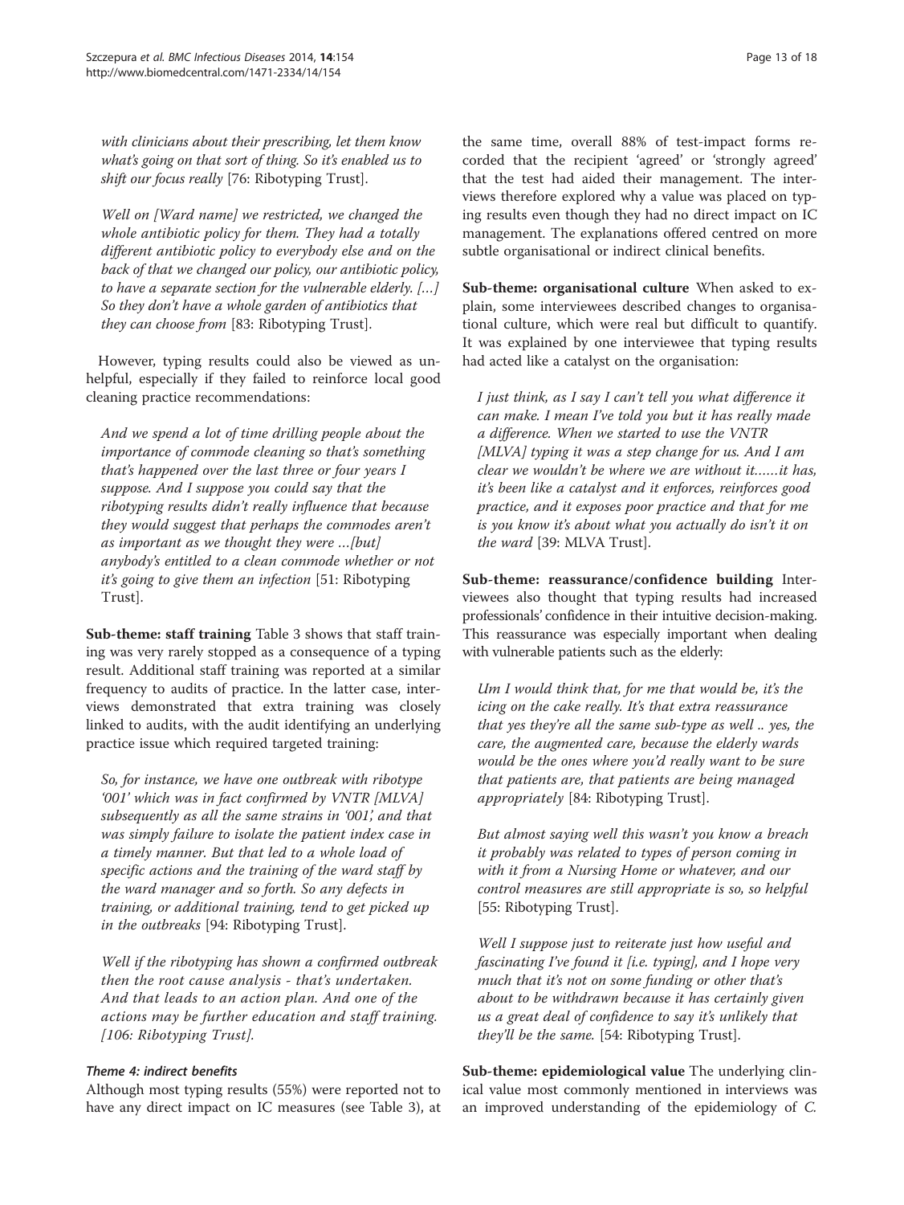*with clinicians about their prescribing, let them know what's going on that sort of thing. So it's enabled us to shift our focus really* [76: Ribotyping Trust].

*Well on [Ward name] we restricted, we changed the whole antibiotic policy for them. They had a totally different antibiotic policy to everybody else and on the back of that we changed our policy, our antibiotic policy, to have a separate section for the vulnerable elderly. [...] So they don't have a whole garden of antibiotics that they can choose from* [83: Ribotyping Trust].

However, typing results could also be viewed as unhelpful, especially if they failed to reinforce local good cleaning practice recommendations:

*And we spend a lot of time drilling people about the importance of commode cleaning so that's something that's happened over the last three or four years I suppose. And I suppose you could say that the ribotyping results didn't really influence that because they would suggest that perhaps the commodes aren't as important as we thought they were …[but] anybody's entitled to a clean commode whether or not it's going to give them an infection* [51: Ribotyping Trust].

**Sub-theme: staff training** Table 3 shows that staff training was very rarely stopped as a consequence of a typing result. Additional staff training was reported at a similar frequency to audits of practice. In the latter case, interviews demonstrated that extra training was closely linked to audits, with the audit identifying an underlying practice issue which required targeted training:

*So, for instance, we have one outbreak with ribotype '001' which was in fact confirmed by VNTR [MLVA] subsequently as all the same strains in '001', and that was simply failure to isolate the patient index case in a timely manner. But that led to a whole load of specific actions and the training of the ward staff by the ward manager and so forth. So any defects in training, or additional training, tend to get picked up in the outbreaks* [94: Ribotyping Trust].

*Well if the ribotyping has shown a confirmed outbreak then the root cause analysis - that's undertaken. And that leads to an action plan. And one of the actions may be further education and staff training. [106: Ribotyping Trust].*

### *Theme 4: indirect benefits*

Although most typing results (55%) were reported not to have any direct impact on IC measures (see Table 3), at the same time, overall 88% of test-impact forms recorded that the recipient 'agreed' or 'strongly agreed' that the test had aided their management. The interviews therefore explored why a value was placed on typing results even though they had no direct impact on IC management. The explanations offered centred on more subtle organisational or indirect clinical benefits.

**Sub-theme: organisational culture** When asked to explain, some interviewees described changes to organisational culture, which were real but difficult to quantify. It was explained by one interviewee that typing results had acted like a catalyst on the organisation:

*I just think, as I say I can't tell you what difference it can make. I mean I've told you but it has really made a difference. When we started to use the VNTR [MLVA] typing it was a step change for us. And I am clear we wouldn't be where we are without it……it has, it's been like a catalyst and it enforces, reinforces good practice, and it exposes poor practice and that for me is you know it's about what you actually do isn't it on the ward* [39: MLVA Trust].

**Sub-theme: reassurance/confidence building** Interviewees also thought that typing results had increased professionals' confidence in their intuitive decision-making. This reassurance was especially important when dealing with vulnerable patients such as the elderly:

*Um I would think that, for me that would be, it's the icing on the cake really. It's that extra reassurance that yes they're all the same sub-type as well .. yes, the care, the augmented care, because the elderly wards would be the ones where you'd really want to be sure that patients are, that patients are being managed appropriately* [84: Ribotyping Trust].

*But almost saying well this wasn't you know a breach it probably was related to types of person coming in with it from a Nursing Home or whatever, and our control measures are still appropriate is so, so helpful* [55: Ribotyping Trust].

*Well I suppose just to reiterate just how useful and fascinating I've found it [i.e. typing], and I hope very much that it's not on some funding or other that's about to be withdrawn because it has certainly given us a great deal of confidence to say it's unlikely that they'll be the same.* [54: Ribotyping Trust].

**Sub-theme: epidemiological value** The underlying clinical value most commonly mentioned in interviews was an improved understanding of the epidemiology of *C.*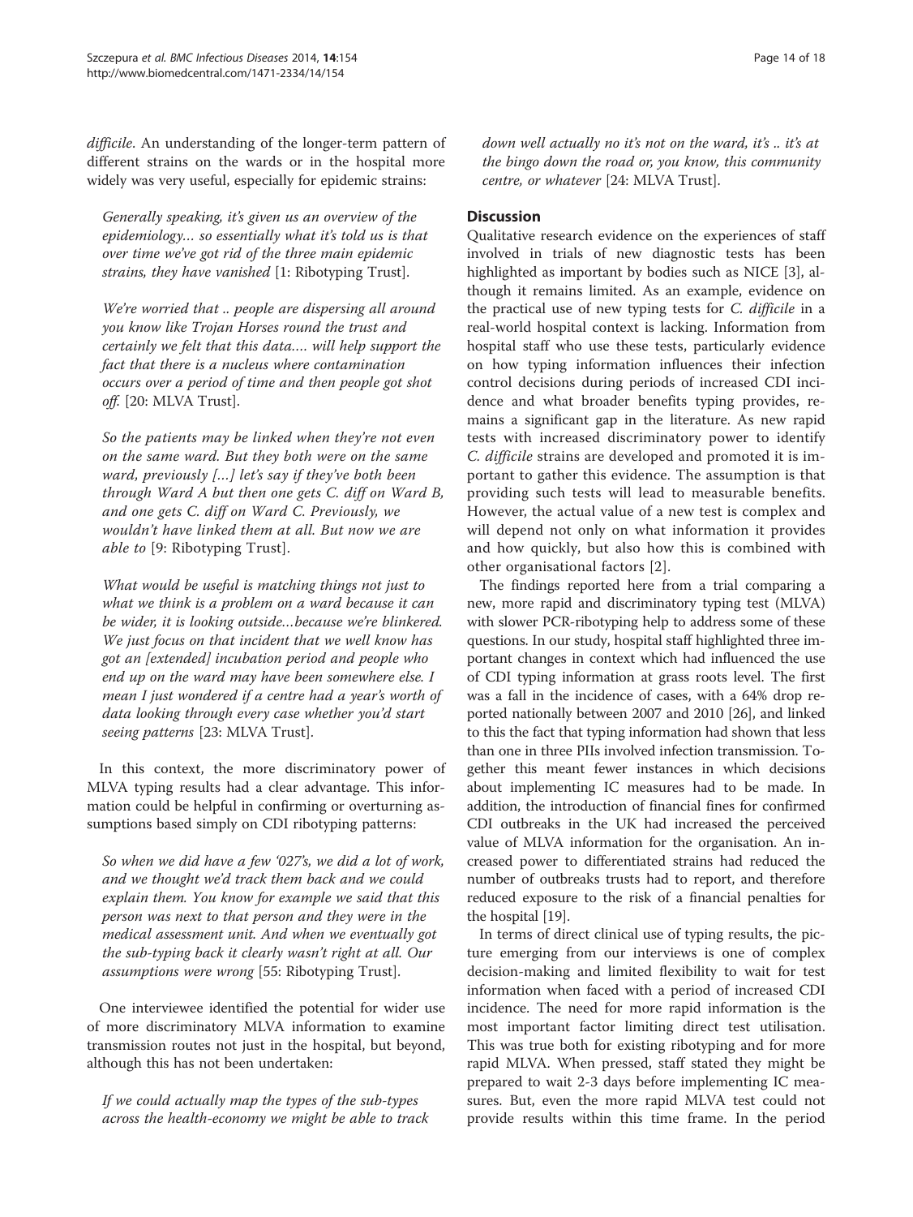*difficile*. An understanding of the longer-term pattern of different strains on the wards or in the hospital more widely was very useful, especially for epidemic strains:

> *Generally speaking, it's given us an overview of the epidemiology... so essentially what it's told us is that over time we've got rid of the three main epidemic strains, they have vanished* [1: Ribotyping Trust].

> *We're worried that .. people are dispersing all around you know like Trojan Horses round the trust and certainly we felt that this data.... will help support the fact that there is a nucleus where contamination occurs over a period of time and then people got shot off.* [20: MLVA Trust].

> *So the patients may be linked when they're not even on the same ward. But they both were on the same ward, previously [...] let's say if they've both been through Ward A but then one gets C. diff on Ward B, and one gets C. diff on Ward C. Previously, we wouldn't have linked them at all. But now we are able to* [9: Ribotyping Trust].

> *What would be useful is matching things not just to what we think is a problem on a ward because it can be wider, it is looking outside...because we're blinkered. We just focus on that incident that we well know has got an [extended] incubation period and people who end up on the ward may have been somewhere else. I mean I just wondered if a centre had a year's worth of data looking through every case whether you'd start seeing patterns* [23: MLVA Trust].

In this context, the more discriminatory power of MLVA typing results had a clear advantage. This information could be helpful in confirming or overturning assumptions based simply on CDI ribotyping patterns:

> *So when we did have a few '027's, we did a lot of work, and we thought we'd track them back and we could explain them. You know for example we said that this person was next to that person and they were in the medical assessment unit. And when we eventually got the sub-typing back it clearly wasn't right at all. Our assumptions were wrong* [55: Ribotyping Trust].

One interviewee identified the potential for wider use of more discriminatory MLVA information to examine transmission routes not just in the hospital, but beyond, although this has not been undertaken:

> *If we could actually map the types of the sub-types across the health-economy we might be able to track down well actually no it's not on the ward, it's .. it's at the bingo down the road or, you know, this community centre, or whatever* [24: MLVA Trust].

## Discussion

Qualitative research evidence on the experiences of staff involved in trials of new diagnostic tests has been highlighted as important by bodies such as NICE [3], although it remains limited. As an example, evidence on the practical use of new typing tests for *C. difficile* in a real-world hospital context is lacking. Information from hospital staff who use these tests, particularly evidence on how typing information influences their infection control decisions during periods of increased CDI incidence and what broader benefits typing provides, remains a significant gap in the literature. As new rapid tests with increased discriminatory power to identify *C. difficile* strains are developed and promoted it is important to gather this evidence. The assumption is that providing such tests will lead to measurable benefits. However, the actual value of a new test is complex and will depend not only on what information it provides and how quickly, but also how this is combined with other organisational factors [2].

The findings reported here from a trial comparing a new, more rapid and discriminatory typing test (MLVA) with slower PCR-ribotyping help to address some of these questions. In our study, hospital staff highlighted three important changes in context which had influenced the use of CDI typing information at grass roots level. The first was a fall in the incidence of cases, with a 64% drop reported nationally between 2007 and 2010 [26], and linked to this the fact that typing information had shown that less than one in three PIIs involved infection transmission. Together this meant fewer instances in which decisions about implementing IC measures had to be made. In addition, the introduction of financial fines for confirmed CDI outbreaks in the UK had increased the perceived value of MLVA information for the organisation. An increased power to differentiated strains had reduced the number of outbreaks trusts had to report, and therefore reduced exposure to the risk of a financial penalties for the hospital [19].

In terms of direct clinical use of typing results, the picture emerging from our interviews is one of complex decision-making and limited flexibility to wait for test information when faced with a period of increased CDI incidence. The need for more rapid information is the most important factor limiting direct test utilisation. This was true both for existing ribotyping and for more rapid MLVA. When pressed, staff stated they might be prepared to wait 2-3 days before implementing IC measures. But, even the more rapid MLVA test could not provide results within this time frame. In the period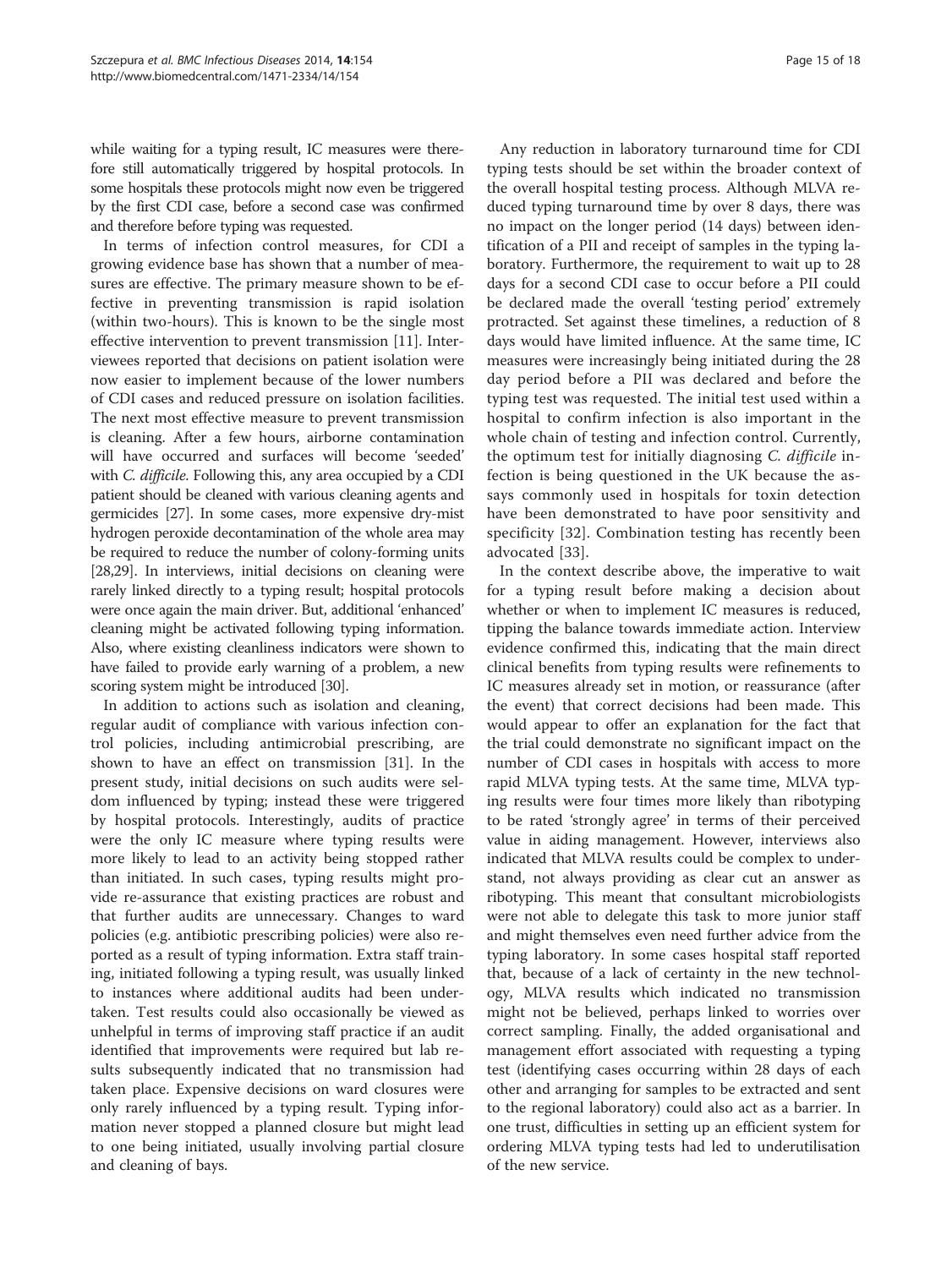while waiting for a typing result, IC measures were therefore still automatically triggered by hospital protocols. In some hospitals these protocols might now even be triggered by the first CDI case, before a second case was confirmed and therefore before typing was requested.

In terms of infection control measures, for CDI a growing evidence base has shown that a number of measures are effective. The primary measure shown to be effective in preventing transmission is rapid isolation (within two-hours). This is known to be the single most effective intervention to prevent transmission [11]. Interviewees reported that decisions on patient isolation were now easier to implement because of the lower numbers of CDI cases and reduced pressure on isolation facilities. The next most effective measure to prevent transmission is cleaning. After a few hours, airborne contamination will have occurred and surfaces will become 'seeded' with *C. difficile*. Following this, any area occupied by a CDI patient should be cleaned with various cleaning agents and germicides [27]. In some cases, more expensive dry-mist hydrogen peroxide decontamination of the whole area may be required to reduce the number of colony-forming units [28,29]. In interviews, initial decisions on cleaning were rarely linked directly to a typing result; hospital protocols were once again the main driver. But, additional 'enhanced' cleaning might be activated following typing information. Also, where existing cleanliness indicators were shown to have failed to provide early warning of a problem, a new scoring system might be introduced [30].

In addition to actions such as isolation and cleaning, regular audit of compliance with various infection control policies, including antimicrobial prescribing, are shown to have an effect on transmission [31]. In the present study, initial decisions on such audits were seldom influenced by typing; instead these were triggered by hospital protocols. Interestingly, audits of practice were the only IC measure where typing results were more likely to lead to an activity being stopped rather than initiated. In such cases, typing results might provide re-assurance that existing practices are robust and that further audits are unnecessary. Changes to ward policies (e.g. antibiotic prescribing policies) were also reported as a result of typing information. Extra staff training, initiated following a typing result, was usually linked to instances where additional audits had been undertaken. Test results could also occasionally be viewed as unhelpful in terms of improving staff practice if an audit identified that improvements were required but lab results subsequently indicated that no transmission had taken place. Expensive decisions on ward closures were only rarely influenced by a typing result. Typing information never stopped a planned closure but might lead to one being initiated, usually involving partial closure and cleaning of bays.

Any reduction in laboratory turnaround time for CDI typing tests should be set within the broader context of the overall hospital testing process. Although MLVA reduced typing turnaround time by over 8 days, there was no impact on the longer period (14 days) between identification of a PII and receipt of samples in the typing laboratory. Furthermore, the requirement to wait up to 28 days for a second CDI case to occur before a PII could be declared made the overall 'testing period' extremely protracted. Set against these timelines, a reduction of 8 days would have limited influence. At the same time, IC measures were increasingly being initiated during the 28 day period before a PII was declared and before the typing test was requested. The initial test used within a hospital to confirm infection is also important in the whole chain of testing and infection control. Currently, the optimum test for initially diagnosing *C. difficile* infection is being questioned in the UK because the assays commonly used in hospitals for toxin detection have been demonstrated to have poor sensitivity and specificity [32]. Combination testing has recently been advocated [33].

In the context describe above, the imperative to wait for a typing result before making a decision about whether or when to implement IC measures is reduced, tipping the balance towards immediate action. Interview evidence confirmed this, indicating that the main direct clinical benefits from typing results were refinements to IC measures already set in motion, or reassurance (after the event) that correct decisions had been made. This would appear to offer an explanation for the fact that the trial could demonstrate no significant impact on the number of CDI cases in hospitals with access to more rapid MLVA typing tests. At the same time, MLVA typing results were four times more likely than ribotyping to be rated 'strongly agree' in terms of their perceived value in aiding management. However, interviews also indicated that MLVA results could be complex to understand, not always providing as clear cut an answer as ribotyping. This meant that consultant microbiologists were not able to delegate this task to more junior staff and might themselves even need further advice from the typing laboratory. In some cases hospital staff reported that, because of a lack of certainty in the new technology, MLVA results which indicated no transmission might not be believed, perhaps linked to worries over correct sampling. Finally, the added organisational and management effort associated with requesting a typing test (identifying cases occurring within 28 days of each other and arranging for samples to be extracted and sent to the regional laboratory) could also act as a barrier. In one trust, difficulties in setting up an efficient system for ordering MLVA typing tests had led to underutilisation of the new service.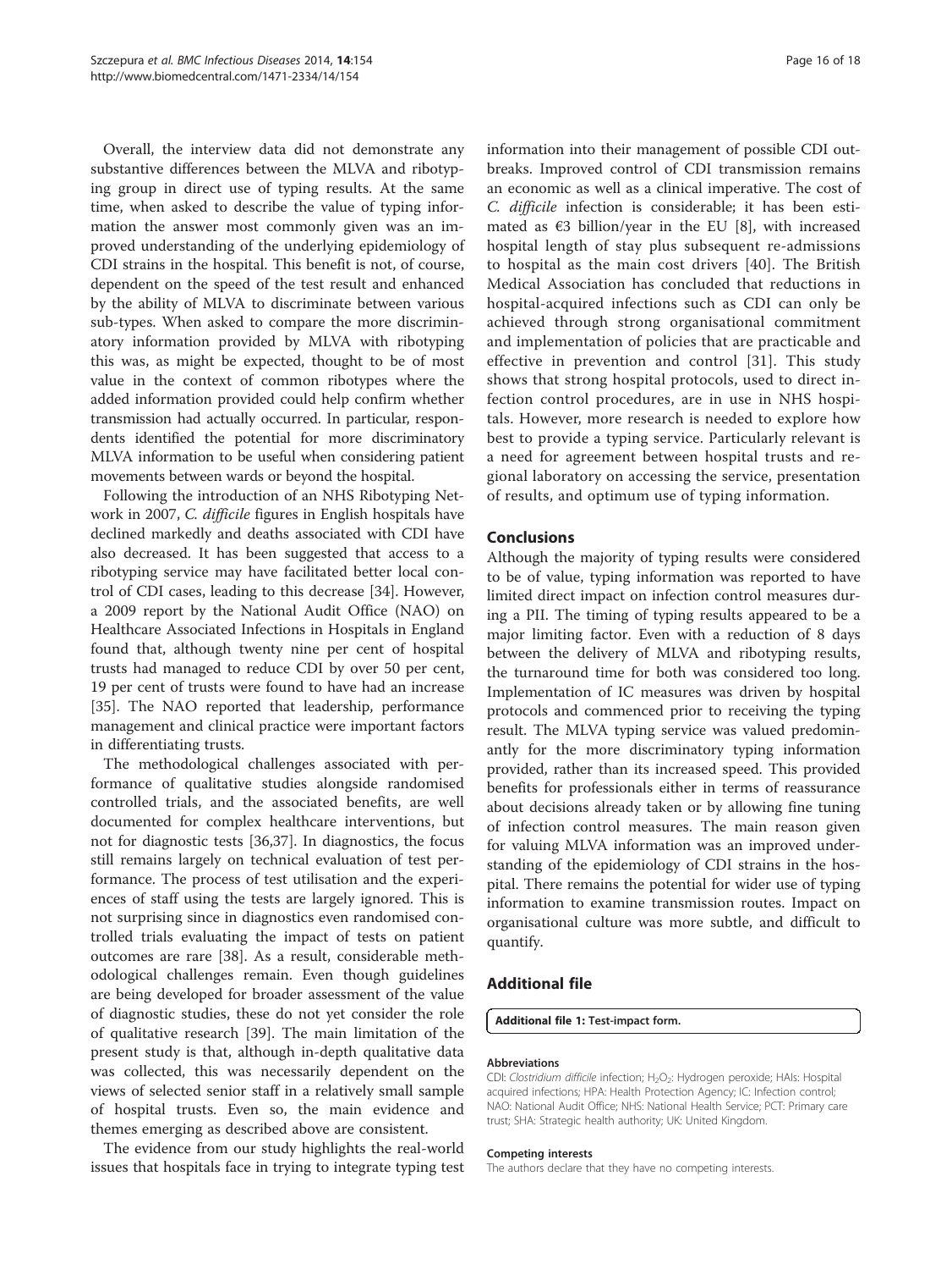Overall, the interview data did not demonstrate any substantive differences between the MLVA and ribotyping group in direct use of typing results. At the same time, when asked to describe the value of typing information the answer most commonly given was an improved understanding of the underlying epidemiology of CDI strains in the hospital. This benefit is not, of course, dependent on the speed of the test result and enhanced by the ability of MLVA to discriminate between various sub-types. When asked to compare the more discriminatory information provided by MLVA with ribotyping this was, as might be expected, thought to be of most value in the context of common ribotypes where the added information provided could help confirm whether transmission had actually occurred. In particular, respondents identified the potential for more discriminatory MLVA information to be useful when considering patient movements between wards or beyond the hospital.

Following the introduction of an NHS Ribotyping Network in 2007, *C. difficile* figures in English hospitals have declined markedly and deaths associated with CDI have also decreased. It has been suggested that access to a ribotyping service may have facilitated better local control of CDI cases, leading to this decrease [34]. However, a 2009 report by the National Audit Office (NAO) on Healthcare Associated Infections in Hospitals in England found that, although twenty nine per cent of hospital trusts had managed to reduce CDI by over 50 per cent, 19 per cent of trusts were found to have had an increase [35]. The NAO reported that leadership, performance management and clinical practice were important factors in differentiating trusts.

The methodological challenges associated with performance of qualitative studies alongside randomised controlled trials, and the associated benefits, are well documented for complex healthcare interventions, but not for diagnostic tests [36,37]. In diagnostics, the focus still remains largely on technical evaluation of test performance. The process of test utilisation and the experiences of staff using the tests are largely ignored. This is not surprising since in diagnostics even randomised controlled trials evaluating the impact of tests on patient outcomes are rare [38]. As a result, considerable methodological challenges remain. Even though guidelines are being developed for broader assessment of the value of diagnostic studies, these do not yet consider the role of qualitative research [39]. The main limitation of the present study is that, although in-depth qualitative data was collected, this was necessarily dependent on the views of selected senior staff in a relatively small sample of hospital trusts. Even so, the main evidence and themes emerging as described above are consistent.

The evidence from our study highlights the real-world issues that hospitals face in trying to integrate typing test information into their management of possible CDI outbreaks. Improved control of CDI transmission remains an economic as well as a clinical imperative. The cost of *C. difficile* infection is considerable; it has been estimated as €3 billion/year in the EU [8], with increased hospital length of stay plus subsequent re-admissions to hospital as the main cost drivers [40]. The British Medical Association has concluded that reductions in hospital-acquired infections such as CDI can only be achieved through strong organisational commitment and implementation of policies that are practicable and effective in prevention and control [31]. This study shows that strong hospital protocols, used to direct infection control procedures, are in use in NHS hospitals. However, more research is needed to explore how best to provide a typing service. Particularly relevant is a need for agreement between hospital trusts and regional laboratory on accessing the service, presentation of results, and optimum use of typing information.

## Conclusions

Although the majority of typing results were considered to be of value, typing information was reported to have limited direct impact on infection control measures during a PII. The timing of typing results appeared to be a major limiting factor. Even with a reduction of 8 days between the delivery of MLVA and ribotyping results, the turnaround time for both was considered too long. Implementation of IC measures was driven by hospital protocols and commenced prior to receiving the typing result. The MLVA typing service was valued predominantly for the more discriminatory typing information provided, rather than its increased speed. This provided benefits for professionals either in terms of reassurance about decisions already taken or by allowing fine tuning of infection control measures. The main reason given for valuing MLVA information was an improved understanding of the epidemiology of CDI strains in the hospital. There remains the potential for wider use of typing information to examine transmission routes. Impact on organisational culture was more subtle, and difficult to quantify.

## Additional file

**Additional file 1: Test-impact form.**

#### Abbreviations

CDI: *Clostridium difficile* infection; $H_2O_2$: Hydrogen peroxide; HAIs: Hospital acquired infections; HPA: Health Protection Agency; IC: Infection control; NAO: National Audit Office; NHS: National Health Service; PCT: Primary care trust; SHA: Strategic health authority; UK: United Kingdom.

#### Competing interests

The authors declare that they have no competing interests.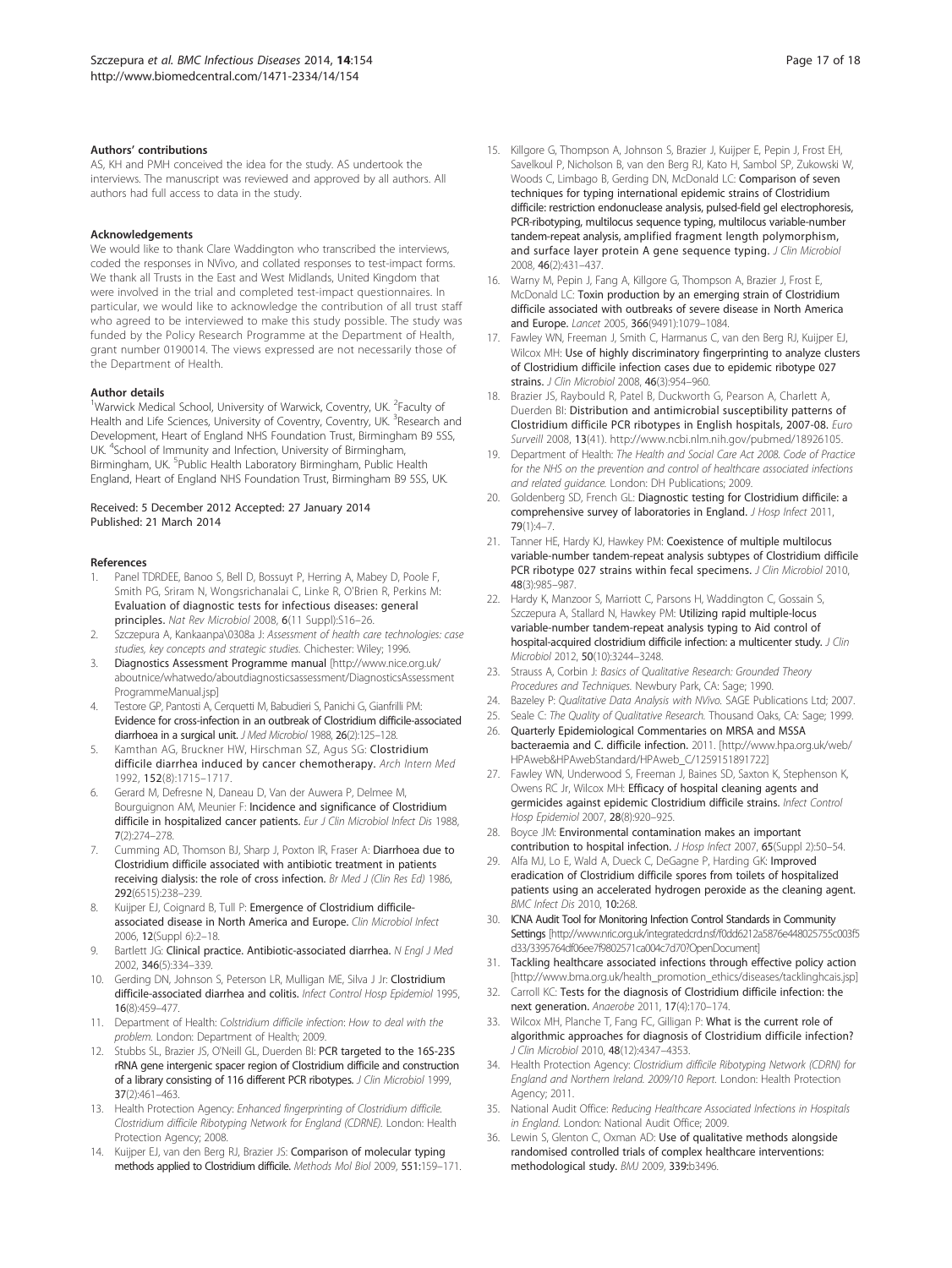### Authors' contributions

AS, KH and PMH conceived the idea for the study. AS undertook the interviews. The manuscript was reviewed and approved by all authors. All authors had full access to data in the study.

### Acknowledgements

We would like to thank Clare Waddington who transcribed the interviews, coded the responses in NVivo, and collated responses to test-impact forms. We thank all Trusts in the East and West Midlands, United Kingdom that were involved in the trial and completed test-impact questionnaires. In particular, we would like to acknowledge the contribution of all trust staff who agreed to be interviewed to make this study possible. The study was funded by the Policy Research Programme at the Department of Health, grant number 0190014. The views expressed are not necessarily those of the Department of Health.

### Author details

[1]Warwick Medical School, University of Warwick, Coventry, UK. [2]Faculty of Health and Life Sciences, University of Coventry, Coventry, UK. [3]Research and Development, Heart of England NHS Foundation Trust, Birmingham B9 5SS, UK. [4]School of Immunity and Infection, University of Birmingham, Birmingham, UK. [5]Public Health Laboratory Birmingham, Public Health England, Heart of England NHS Foundation Trust, Birmingham B9 5SS, UK.

Received: 5 December 2012 Accepted: 27 January 2014
Published: 21 March 2014

### References

1. Panel TDRDEE, Banoo S, Bell D, Bossuyt P, Herring A, Mabey D, Poole F, Smith PG, Sriram N, Wongsrichanalai C, Linke R, O'Brien R, Perkins M: **Evaluation of diagnostic tests for infectious diseases: general principles.** *Nat Rev Microbiol* 2008, **6**(11 Suppl):S16–26.
2. Szczepura A, Kankaanpa\0308a J: *Assessment of health care technologies: case studies, key concepts and strategic studies.* Chichester: Wiley; 1996.
3. **Diagnostics Assessment Programme manual** [http://www.nice.org.uk/aboutnice/whatwedo/aboutdiagnosticsassessment/DiagnosticsAssessmentProgrammeManual.jsp]
4. Testore GP, Pantosti A, Cerquetti M, Babudieri S, Panichi G, Gianfrilli PM: **Evidence for cross-infection in an outbreak of Clostridium difficile-associated diarrhoea in a surgical unit.** *J Med Microbiol* 1988, **26**(2):125–128.
5. Kamthan AG, Bruckner HW, Hirschman SZ, Agus SG: **Clostridium difficile diarrhea induced by cancer chemotherapy.** *Arch Intern Med* 1992, **152**(8):1715–1717.
6. Gerard M, Defresne N, Daneau D, Van der Auwera P, Delmee M, Bourguignon AM, Meunier F: **Incidence and significance of Clostridium difficile in hospitalized cancer patients.** *Eur J Clin Microbiol Infect Dis* 1988, **7**(2):274–278.
7. Cumming AD, Thomson BJ, Sharp J, Poxton IR, Fraser A: **Diarrhoea due to Clostridium difficile associated with antibiotic treatment in patients receiving dialysis: the role of cross infection.** *Br Med J (Clin Res Ed)* 1986, **292**(6515):238–239.
8. Kuijper EJ, Coignard B, Tull P: **Emergence of Clostridium difficile-associated disease in North America and Europe.** *Clin Microbiol Infect* 2006, **12**(Suppl 6):2–18.
9. Bartlett JG: **Clinical practice. Antibiotic-associated diarrhea.** *N Engl J Med* 2002, **346**(5):334–339.
10. Gerding DN, Johnson S, Peterson LR, Mulligan ME, Silva J Jr: **Clostridium difficile-associated diarrhea and colitis.** *Infect Control Hosp Epidemiol* 1995, **16**(8):459–477.
11. Department of Health: *Colstridium difficile infection: How to deal with the problem.* London: Department of Health; 2009.
12. Stubbs SL, Brazier JS, O'Neill GL, Duerden BI: **PCR targeted to the 16S-23S rRNA gene intergenic spacer region of Clostridium difficile and construction of a library consisting of 116 different PCR ribotypes.** *J Clin Microbiol* 1999, **37**(2):461–463.
13. Health Protection Agency: *Enhanced fingerprinting of Clostridium difficile. Clostridium difficile Ribotyping Network for England (CDRNE).* London: Health Protection Agency; 2008.
14. Kuijper EJ, van den Berg RJ, Brazier JS: **Comparison of molecular typing methods applied to Clostridium difficile.** *Methods Mol Biol* 2009, **551**:159–171.
15. Killgore G, Thompson A, Johnson S, Brazier J, Kuijper E, Pepin J, Frost EH, Savelkoul P, Nicholson B, van den Berg RJ, Kato H, Sambol SP, Zukowski W, Woods C, Limbago B, Gerding DN, McDonald LC: **Comparison of seven techniques for typing international epidemic strains of Clostridium difficile: restriction endonuclease analysis, pulsed-field gel electrophoresis, PCR-ribotyping, multilocus sequence typing, multilocus variable-number tandem-repeat analysis, amplified fragment length polymorphism, and surface layer protein A gene sequence typing.** *J Clin Microbiol* 2008, **46**(2):431–437.
16. Warny M, Pepin J, Fang A, Killgore G, Thompson A, Brazier J, Frost E, McDonald LC: **Toxin production by an emerging strain of Clostridium difficile associated with outbreaks of severe disease in North America and Europe.** *Lancet* 2005, **366**(9491):1079–1084.
17. Fawley WN, Freeman J, Smith C, Harmanus C, van den Berg RJ, Kuijper EJ, Wilcox MH: **Use of highly discriminatory fingerprinting to analyze clusters of Clostridium difficile infection cases due to epidemic ribotype 027 strains.** *J Clin Microbiol* 2008, **46**(3):954–960.
18. Brazier JS, Raybould R, Patel B, Duckworth G, Pearson A, Charlett A, Duerden BI: **Distribution and antimicrobial susceptibility patterns of Clostridium difficile PCR ribotypes in English hospitals, 2007-08.** *Euro Surveill* 2008, **13**(41). http://www.ncbi.nlm.nih.gov/pubmed/18926105.
19. Department of Health: *The Health and Social Care Act 2008. Code of Practice for the NHS on the prevention and control of healthcare associated infections and related guidance.* London: DH Publications; 2009.
20. Goldenberg SD, French GL: **Diagnostic testing for Clostridium difficile: a comprehensive survey of laboratories in England.** *J Hosp Infect* 2011, **79**(1):4–7.
21. Tanner HE, Hardy KJ, Hawkey PM: **Coexistence of multiple multilocus variable-number tandem-repeat analysis subtypes of Clostridium difficile PCR ribotype 027 strains within fecal specimens.** *J Clin Microbiol* 2010, **48**(3):985–987.
22. Hardy K, Manzoor S, Marriott C, Parsons H, Waddington C, Gossain S, Szczepura A, Stallard N, Hawkey PM: **Utilizing rapid multiple-locus variable-number tandem-repeat analysis typing to Aid control of hospital-acquired clostridium difficile infection: a multicenter study.** *J Clin Microbiol* 2012, **50**(10):3244–3248.
23. Strauss A, Corbin J: *Basics of Qualitative Research: Grounded Theory Procedures and Techniques.* Newbury Park, CA: Sage; 1990.
24. Bazeley P: *Qualitative Data Analysis with NVivo.* SAGE Publications Ltd; 2007.
25. Seale C: *The Quality of Qualitative Research.* Thousand Oaks, CA: Sage; 1999.
26. **Quarterly Epidemiological Commentaries on MRSA and MSSA bacteraemia and C. difficile infection.** 2011. [http://www.hpa.org.uk/web/HPAweb&HPAwebStandard/HPAweb_C/1259151891722]
27. Fawley WN, Underwood S, Freeman J, Baines SD, Saxton K, Stephenson K, Owens RC Jr, Wilcox MH: **Efficacy of hospital cleaning agents and germicides against epidemic Clostridium difficile strains.** *Infect Control Hosp Epidemiol* 2007, **28**(8):920–925.
28. Boyce JM: **Environmental contamination makes an important contribution to hospital infection.** *J Hosp Infect* 2007, **65**(Suppl 2):50–54.
29. Alfa MJ, Lo E, Wald A, Dueck C, DeGagne P, Harding GK: **Improved eradication of Clostridium difficile spores from toilets of hospitalized patients using an accelerated hydrogen peroxide as the cleaning agent.** *BMC Infect Dis* 2010, **10**:268.
30. **ICNA Audit Tool for Monitoring Infection Control Standards in Community Settings** [http://www.nric.org.uk/integratedcrd.nsf/f0dd6212a5876e448025755c003f5d33/3395764df06ee7f9802571ca004c7d70?OpenDocument]
31. **Tackling healthcare associated infections through effective policy action** [http://www.bma.org.uk/health_promotion_ethics/diseases/tacklinghcais.jsp]
32. Carroll KC: **Tests for the diagnosis of Clostridium difficile infection: the next generation.** *Anaerobe* 2011, **17**(4):170–174.
33. Wilcox MH, Planche T, Fang FC, Gilligan P: **What is the current role of algorithmic approaches for diagnosis of Clostridium difficile infection?** *J Clin Microbiol* 2010, **48**(12):4347–4353.
34. Health Protection Agency: *Clostridium difficile Ribotyping Network (CDRN) for England and Northern Ireland. 2009/10 Report.* London: Health Protection Agency; 2011.
35. National Audit Office: *Reducing Healthcare Associated Infections in Hospitals in England.* London: National Audit Office; 2009.
36. Lewin S, Glenton C, Oxman AD: **Use of qualitative methods alongside randomised controlled trials of complex healthcare interventions: methodological study.** *BMJ* 2009, **339**:b3496.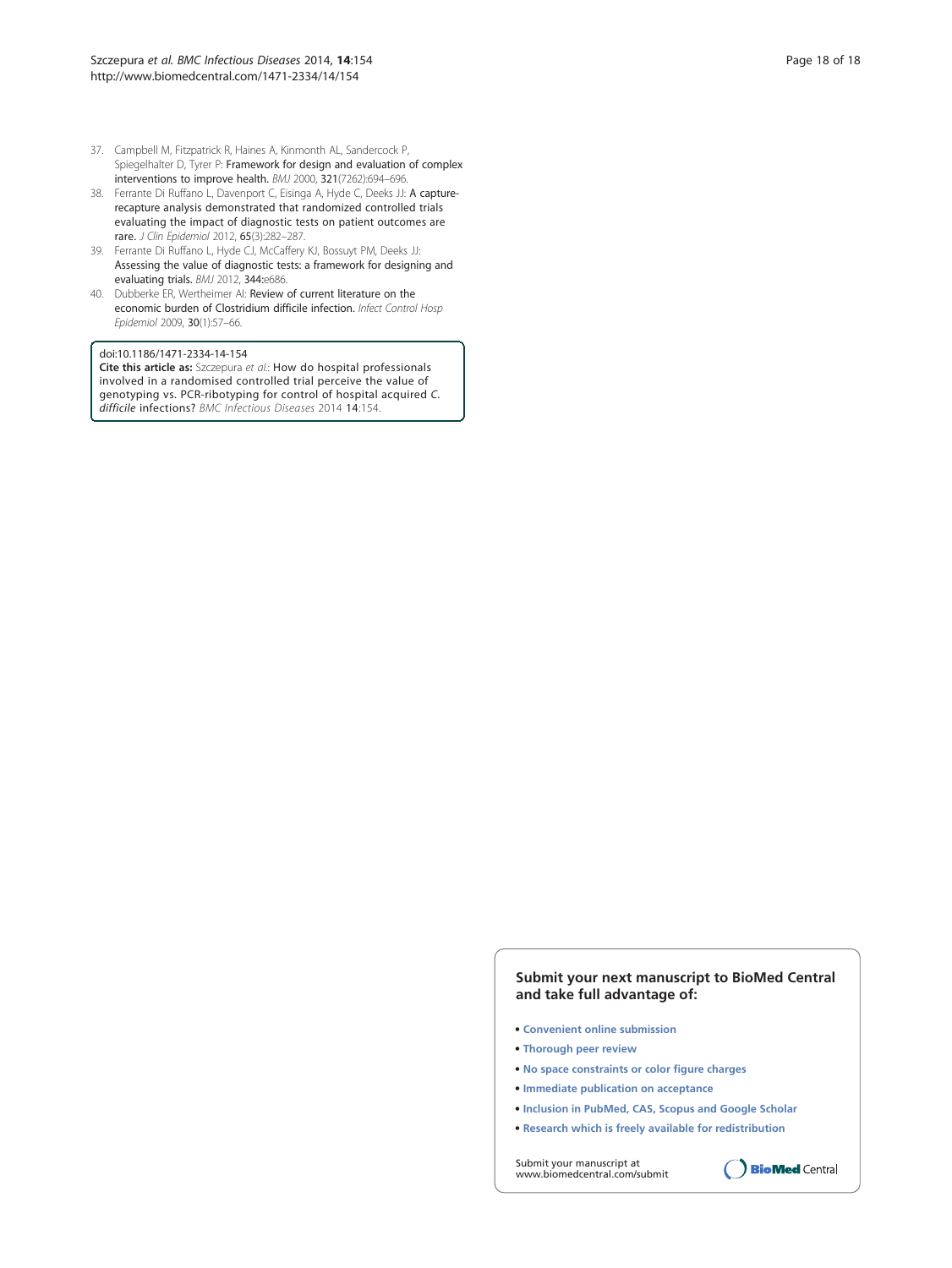37. Campbell M, Fitzpatrick R, Haines A, Kinmonth AL, Sandercock P, Spiegelhalter D, Tyrer P: **Framework for design and evaluation of complex interventions to improve health.** *BMJ* 2000, **321**(7262):694–696.
38. Ferrante Di Ruffano L, Davenport C, Eisinga A, Hyde C, Deeks JJ: **A capture-recapture analysis demonstrated that randomized controlled trials evaluating the impact of diagnostic tests on patient outcomes are rare.** *J Clin Epidemiol* 2012, **65**(3):282–287.
39. Ferrante Di Ruffano L, Hyde CJ, McCaffery KJ, Bossuyt PM, Deeks JJ: **Assessing the value of diagnostic tests: a framework for designing and evaluating trials.** *BMJ* 2012, **344**:e686.
40. Dubberke ER, Wertheimer AI: **Review of current literature on the economic burden of Clostridium difficile infection.** *Infect Control Hosp Epidemiol* 2009, **30**(1):57–66.

doi:10.1186/1471-2334-14-154
**Cite this article as:** Szczepura *et al.*: How do hospital professionals involved in a randomised controlled trial perceive the value of genotyping vs. PCR-ribotyping for control of hospital acquired *C. difficile* infections? *BMC Infectious Diseases* 2014 **14**:154.

**Submit your next manuscript to BioMed Central and take full advantage of:**

- **Convenient online submission**
- **Thorough peer review**
- **No space constraints or color figure charges**
- **Immediate publication on acceptance**
- **Inclusion in PubMed, CAS, Scopus and Google Scholar**
- **Research which is freely available for redistribution**

Submit your manuscript at
www.biomedcentral.com/submit

BioMed Central